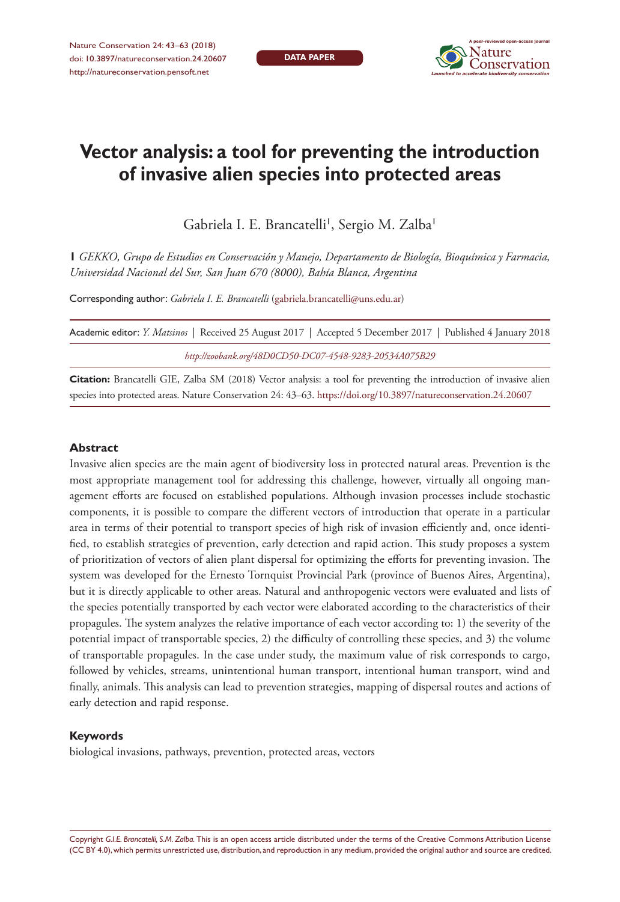DATA PAPER

# Vector analysis: a tool for preventing the introduction of invasive alien species into protected areas

Gabriela I. E. Brancatelli[1], Sergio M. Zalba[1]

**1** *GEKKO, Grupo de Estudios en Conservación y Manejo, Departamento de Biología, Bioquímica y Farmacia, Universidad Nacional del Sur, San Juan 670 (8000), Bahía Blanca, Argentina*

Corresponding author: *Gabriela I. E. Brancatelli* (gabriela.brancatelli@uns.edu.ar)

Academic editor: *Y. Matsinos* | Received 25 August 2017 | Accepted 5 December 2017 | Published 4 January 2018

*http://zoobank.org/48D0CD50-DC07-4548-9283-20534A075B29*

**Citation:** Brancatelli GIE, Zalba SM (2018) Vector analysis: a tool for preventing the introduction of invasive alien species into protected areas. Nature Conservation 24: 43–63. https://doi.org/10.3897/natureconservation.24.20607

## Abstract

Invasive alien species are the main agent of biodiversity loss in protected natural areas. Prevention is the most appropriate management tool for addressing this challenge, however, virtually all ongoing management efforts are focused on established populations. Although invasion processes include stochastic components, it is possible to compare the different vectors of introduction that operate in a particular area in terms of their potential to transport species of high risk of invasion efficiently and, once identified, to establish strategies of prevention, early detection and rapid action. This study proposes a system of prioritization of vectors of alien plant dispersal for optimizing the efforts for preventing invasion. The system was developed for the Ernesto Tornquist Provincial Park (province of Buenos Aires, Argentina), but it is directly applicable to other areas. Natural and anthropogenic vectors were evaluated and lists of the species potentially transported by each vector were elaborated according to the characteristics of their propagules. The system analyzes the relative importance of each vector according to: 1) the severity of the potential impact of transportable species, 2) the difficulty of controlling these species, and 3) the volume of transportable propagules. In the case under study, the maximum value of risk corresponds to cargo, followed by vehicles, streams, unintentional human transport, intentional human transport, wind and finally, animals. This analysis can lead to prevention strategies, mapping of dispersal routes and actions of early detection and rapid response.

## Keywords

biological invasions, pathways, prevention, protected areas, vectors

Copyright *G.I.E. Brancatelli, S.M. Zalba.* This is an open access article distributed under the terms of the Creative Commons Attribution License (CC BY 4.0), which permits unrestricted use, distribution, and reproduction in any medium, provided the original author and source are credited.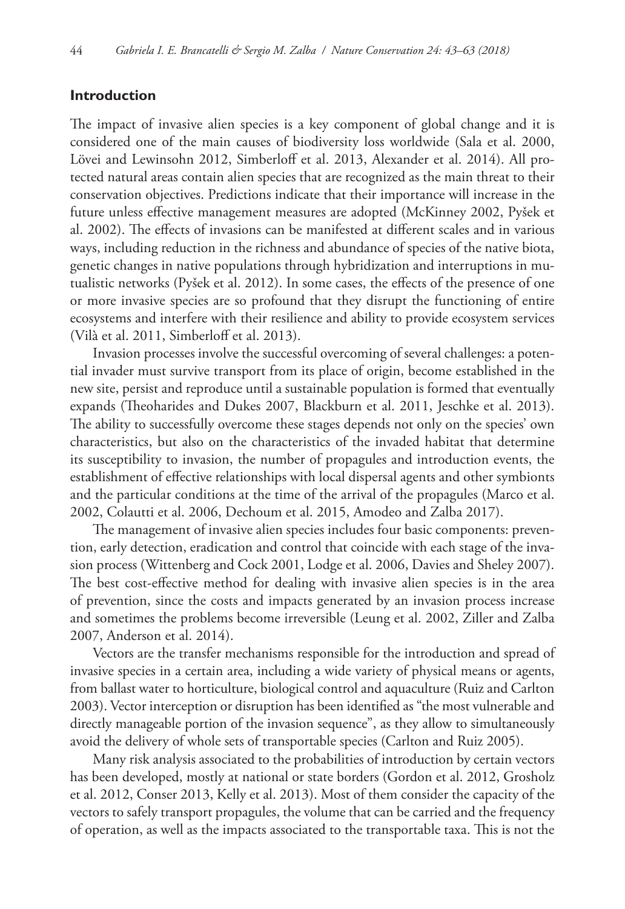## Introduction

The impact of invasive alien species is a key component of global change and it is considered one of the main causes of biodiversity loss worldwide (Sala et al. 2000, Lövei and Lewinsohn 2012, Simberloff et al. 2013, Alexander et al. 2014). All protected natural areas contain alien species that are recognized as the main threat to their conservation objectives. Predictions indicate that their importance will increase in the future unless effective management measures are adopted (McKinney 2002, Pyšek et al. 2002). The effects of invasions can be manifested at different scales and in various ways, including reduction in the richness and abundance of species of the native biota, genetic changes in native populations through hybridization and interruptions in mutualistic networks (Pyšek et al. 2012). In some cases, the effects of the presence of one or more invasive species are so profound that they disrupt the functioning of entire ecosystems and interfere with their resilience and ability to provide ecosystem services (Vilà et al. 2011, Simberloff et al. 2013).

Invasion processes involve the successful overcoming of several challenges: a potential invader must survive transport from its place of origin, become established in the new site, persist and reproduce until a sustainable population is formed that eventually expands (Theoharides and Dukes 2007, Blackburn et al. 2011, Jeschke et al. 2013). The ability to successfully overcome these stages depends not only on the species' own characteristics, but also on the characteristics of the invaded habitat that determine its susceptibility to invasion, the number of propagules and introduction events, the establishment of effective relationships with local dispersal agents and other symbionts and the particular conditions at the time of the arrival of the propagules (Marco et al. 2002, Colautti et al. 2006, Dechoum et al. 2015, Amodeo and Zalba 2017).

The management of invasive alien species includes four basic components: prevention, early detection, eradication and control that coincide with each stage of the invasion process (Wittenberg and Cock 2001, Lodge et al. 2006, Davies and Sheley 2007). The best cost-effective method for dealing with invasive alien species is in the area of prevention, since the costs and impacts generated by an invasion process increase and sometimes the problems become irreversible (Leung et al. 2002, Ziller and Zalba 2007, Anderson et al. 2014).

Vectors are the transfer mechanisms responsible for the introduction and spread of invasive species in a certain area, including a wide variety of physical means or agents, from ballast water to horticulture, biological control and aquaculture (Ruiz and Carlton 2003). Vector interception or disruption has been identified as "the most vulnerable and directly manageable portion of the invasion sequence", as they allow to simultaneously avoid the delivery of whole sets of transportable species (Carlton and Ruiz 2005).

Many risk analysis associated to the probabilities of introduction by certain vectors has been developed, mostly at national or state borders (Gordon et al. 2012, Grosholz et al. 2012, Conser 2013, Kelly et al. 2013). Most of them consider the capacity of the vectors to safely transport propagules, the volume that can be carried and the frequency of operation, as well as the impacts associated to the transportable taxa. This is not the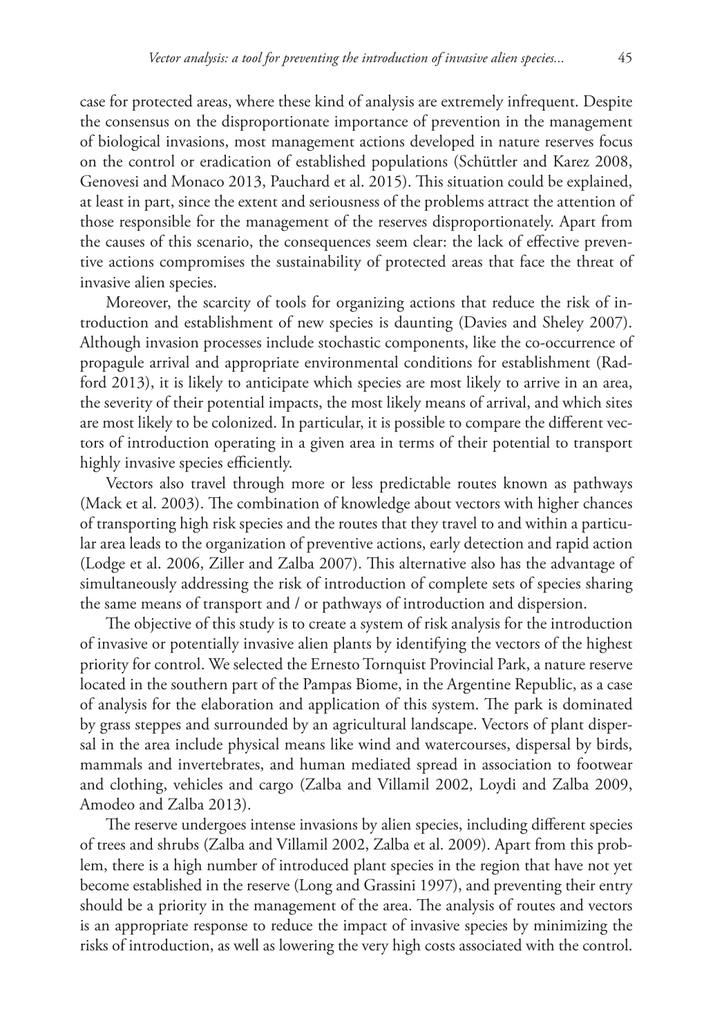case for protected areas, where these kind of analysis are extremely infrequent. Despite the consensus on the disproportionate importance of prevention in the management of biological invasions, most management actions developed in nature reserves focus on the control or eradication of established populations (Schüttler and Karez 2008, Genovesi and Monaco 2013, Pauchard et al. 2015). This situation could be explained, at least in part, since the extent and seriousness of the problems attract the attention of those responsible for the management of the reserves disproportionately. Apart from the causes of this scenario, the consequences seem clear: the lack of effective preventive actions compromises the sustainability of protected areas that face the threat of invasive alien species.

Moreover, the scarcity of tools for organizing actions that reduce the risk of introduction and establishment of new species is daunting (Davies and Sheley 2007). Although invasion processes include stochastic components, like the co-occurrence of propagule arrival and appropriate environmental conditions for establishment (Radford 2013), it is likely to anticipate which species are most likely to arrive in an area, the severity of their potential impacts, the most likely means of arrival, and which sites are most likely to be colonized. In particular, it is possible to compare the different vectors of introduction operating in a given area in terms of their potential to transport highly invasive species efficiently.

Vectors also travel through more or less predictable routes known as pathways (Mack et al. 2003). The combination of knowledge about vectors with higher chances of transporting high risk species and the routes that they travel to and within a particular area leads to the organization of preventive actions, early detection and rapid action (Lodge et al. 2006, Ziller and Zalba 2007). This alternative also has the advantage of simultaneously addressing the risk of introduction of complete sets of species sharing the same means of transport and / or pathways of introduction and dispersion.

The objective of this study is to create a system of risk analysis for the introduction of invasive or potentially invasive alien plants by identifying the vectors of the highest priority for control. We selected the Ernesto Tornquist Provincial Park, a nature reserve located in the southern part of the Pampas Biome, in the Argentine Republic, as a case of analysis for the elaboration and application of this system. The park is dominated by grass steppes and surrounded by an agricultural landscape. Vectors of plant dispersal in the area include physical means like wind and watercourses, dispersal by birds, mammals and invertebrates, and human mediated spread in association to footwear and clothing, vehicles and cargo (Zalba and Villamil 2002, Loydi and Zalba 2009, Amodeo and Zalba 2013).

The reserve undergoes intense invasions by alien species, including different species of trees and shrubs (Zalba and Villamil 2002, Zalba et al. 2009). Apart from this problem, there is a high number of introduced plant species in the region that have not yet become established in the reserve (Long and Grassini 1997), and preventing their entry should be a priority in the management of the area. The analysis of routes and vectors is an appropriate response to reduce the impact of invasive species by minimizing the risks of introduction, as well as lowering the very high costs associated with the control.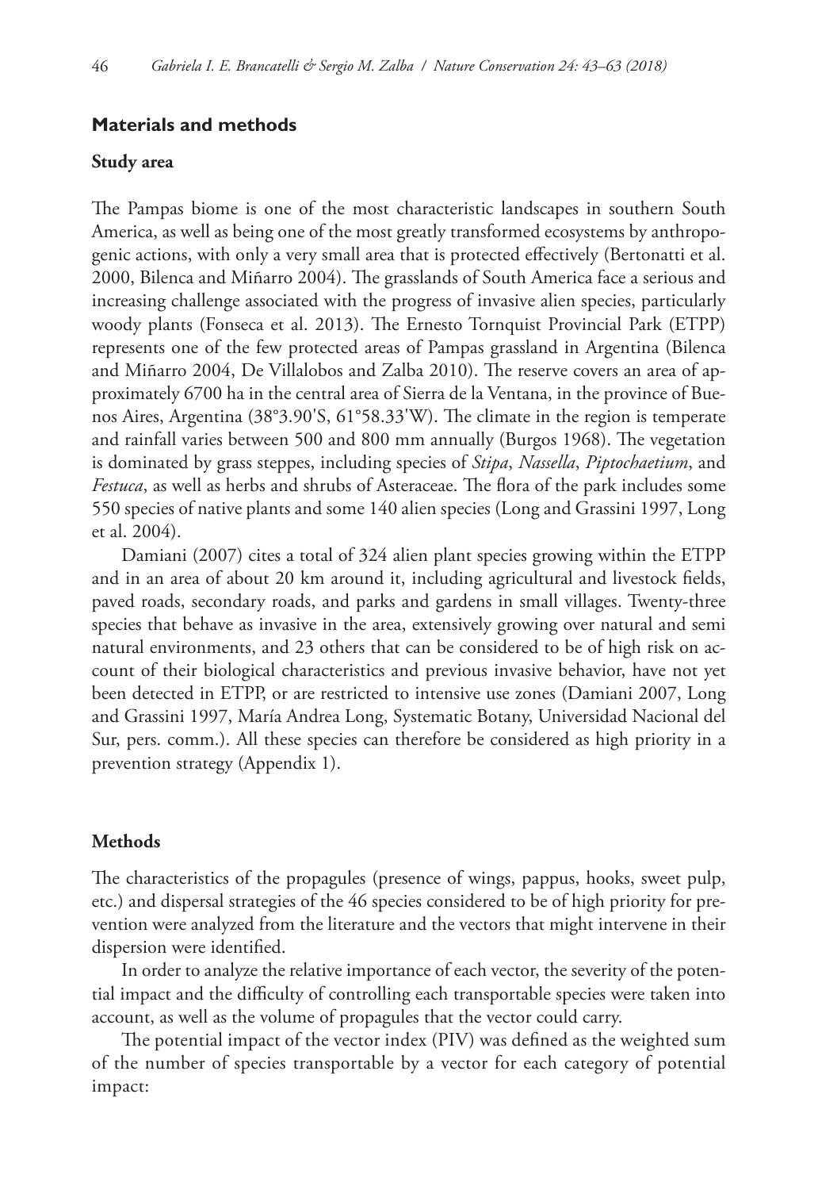## Materials and methods

### Study area

The Pampas biome is one of the most characteristic landscapes in southern South America, as well as being one of the most greatly transformed ecosystems by anthropogenic actions, with only a very small area that is protected effectively (Bertonatti et al. 2000, Bilenca and Miñarro 2004). The grasslands of South America face a serious and increasing challenge associated with the progress of invasive alien species, particularly woody plants (Fonseca et al. 2013). The Ernesto Tornquist Provincial Park (ETPP) represents one of the few protected areas of Pampas grassland in Argentina (Bilenca and Miñarro 2004, De Villalobos and Zalba 2010). The reserve covers an area of approximately 6700 ha in the central area of Sierra de la Ventana, in the province of Buenos Aires, Argentina (38°3.90'S, 61°58.33'W). The climate in the region is temperate and rainfall varies between 500 and 800 mm annually (Burgos 1968). The vegetation is dominated by grass steppes, including species of *Stipa*, *Nassella*, *Piptochaetium*, and *Festuca*, as well as herbs and shrubs of Asteraceae. The flora of the park includes some 550 species of native plants and some 140 alien species (Long and Grassini 1997, Long et al. 2004).

Damiani (2007) cites a total of 324 alien plant species growing within the ETPP and in an area of about 20 km around it, including agricultural and livestock fields, paved roads, secondary roads, and parks and gardens in small villages. Twenty-three species that behave as invasive in the area, extensively growing over natural and semi natural environments, and 23 others that can be considered to be of high risk on account of their biological characteristics and previous invasive behavior, have not yet been detected in ETPP, or are restricted to intensive use zones (Damiani 2007, Long and Grassini 1997, María Andrea Long, Systematic Botany, Universidad Nacional del Sur, pers. comm.). All these species can therefore be considered as high priority in a prevention strategy (Appendix 1).

### Methods

The characteristics of the propagules (presence of wings, pappus, hooks, sweet pulp, etc.) and dispersal strategies of the 46 species considered to be of high priority for prevention were analyzed from the literature and the vectors that might intervene in their dispersion were identified.

In order to analyze the relative importance of each vector, the severity of the potential impact and the difficulty of controlling each transportable species were taken into account, as well as the volume of propagules that the vector could carry.

The potential impact of the vector index (PIV) was defined as the weighted sum of the number of species transportable by a vector for each category of potential impact: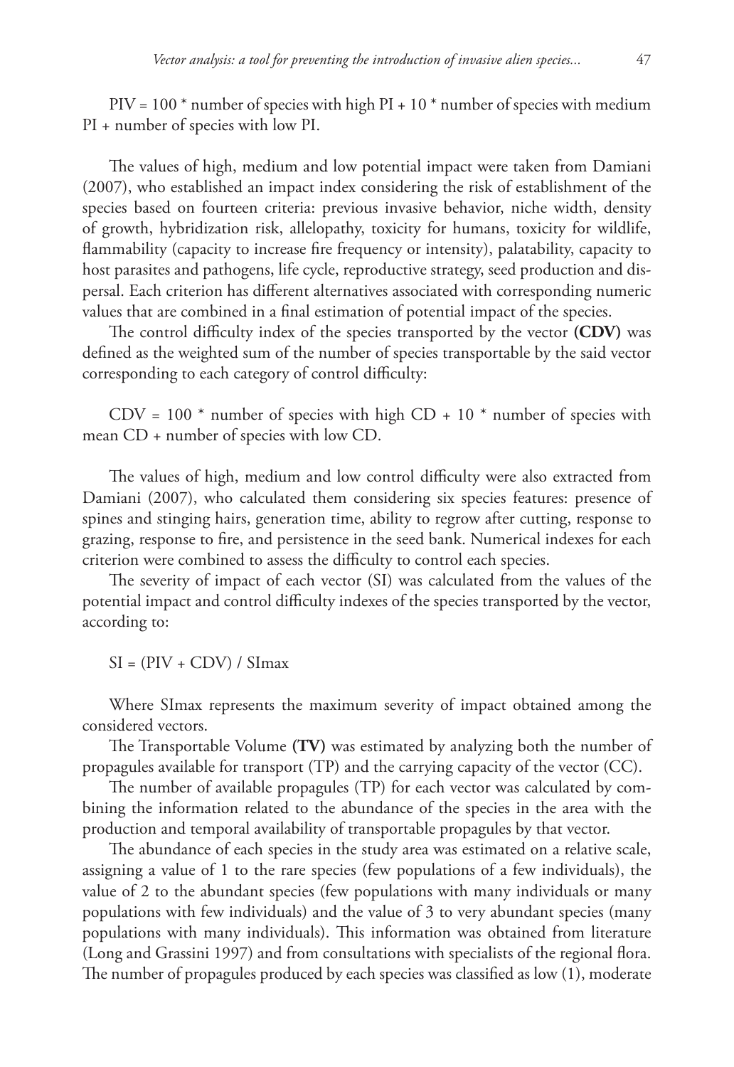PIV = 100 * number of species with high PI + 10 * number of species with medium PI + number of species with low PI.

The values of high, medium and low potential impact were taken from Damiani (2007), who established an impact index considering the risk of establishment of the species based on fourteen criteria: previous invasive behavior, niche width, density of growth, hybridization risk, allelopathy, toxicity for humans, toxicity for wildlife, flammability (capacity to increase fire frequency or intensity), palatability, capacity to host parasites and pathogens, life cycle, reproductive strategy, seed production and dispersal. Each criterion has different alternatives associated with corresponding numeric values that are combined in a final estimation of potential impact of the species.

The control difficulty index of the species transported by the vector **(CDV)** was defined as the weighted sum of the number of species transportable by the said vector corresponding to each category of control difficulty:

CDV = 100 * number of species with high CD + 10 * number of species with mean CD + number of species with low CD.

The values of high, medium and low control difficulty were also extracted from Damiani (2007), who calculated them considering six species features: presence of spines and stinging hairs, generation time, ability to regrow after cutting, response to grazing, response to fire, and persistence in the seed bank. Numerical indexes for each criterion were combined to assess the difficulty to control each species.

The severity of impact of each vector (SI) was calculated from the values of the potential impact and control difficulty indexes of the species transported by the vector, according to:

SI = (PIV + CDV) / SImax

Where SImax represents the maximum severity of impact obtained among the considered vectors.

The Transportable Volume **(TV)** was estimated by analyzing both the number of propagules available for transport (TP) and the carrying capacity of the vector (CC).

The number of available propagules (TP) for each vector was calculated by combining the information related to the abundance of the species in the area with the production and temporal availability of transportable propagules by that vector.

The abundance of each species in the study area was estimated on a relative scale, assigning a value of 1 to the rare species (few populations of a few individuals), the value of 2 to the abundant species (few populations with many individuals or many populations with few individuals) and the value of 3 to very abundant species (many populations with many individuals). This information was obtained from literature (Long and Grassini 1997) and from consultations with specialists of the regional flora. The number of propagules produced by each species was classified as low (1), moderate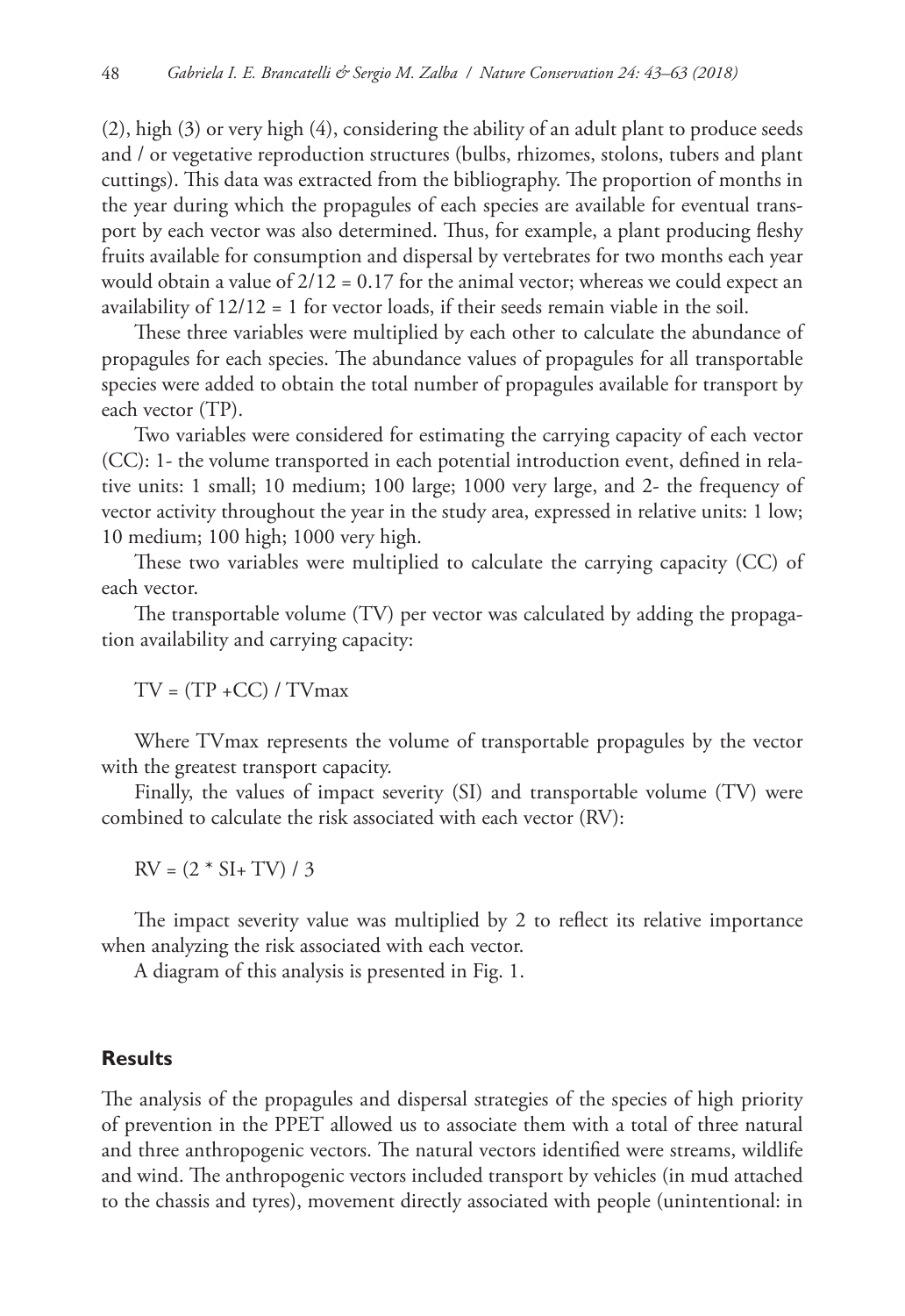(2), high (3) or very high (4), considering the ability of an adult plant to produce seeds and / or vegetative reproduction structures (bulbs, rhizomes, stolons, tubers and plant cuttings). This data was extracted from the bibliography. The proportion of months in the year during which the propagules of each species are available for eventual transport by each vector was also determined. Thus, for example, a plant producing fleshy fruits available for consumption and dispersal by vertebrates for two months each year would obtain a value of $2/12 = 0.17$ for the animal vector; whereas we could expect an availability of $12/12 = 1$ for vector loads, if their seeds remain viable in the soil.

These three variables were multiplied by each other to calculate the abundance of propagules for each species. The abundance values of propagules for all transportable species were added to obtain the total number of propagules available for transport by each vector (TP).

Two variables were considered for estimating the carrying capacity of each vector (CC): 1- the volume transported in each potential introduction event, defined in relative units: 1 small; 10 medium; 100 large; 1000 very large, and 2- the frequency of vector activity throughout the year in the study area, expressed in relative units: 1 low; 10 medium; 100 high; 1000 very high.

These two variables were multiplied to calculate the carrying capacity (CC) of each vector.

The transportable volume (TV) per vector was calculated by adding the propagation availability and carrying capacity:

$$TV = (TP + CC) / TV_{max}$$

Where $TV_{max}$ represents the volume of transportable propagules by the vector with the greatest transport capacity.

Finally, the values of impact severity (SI) and transportable volume (TV) were combined to calculate the risk associated with each vector (RV):

$$RV = (2 * SI + TV) / 3$$

The impact severity value was multiplied by 2 to reflect its relative importance when analyzing the risk associated with each vector.

A diagram of this analysis is presented in Fig. 1.

## Results

The analysis of the propagules and dispersal strategies of the species of high priority of prevention in the PPET allowed us to associate them with a total of three natural and three anthropogenic vectors. The natural vectors identified were streams, wildlife and wind. The anthropogenic vectors included transport by vehicles (in mud attached to the chassis and tyres), movement directly associated with people (unintentional: in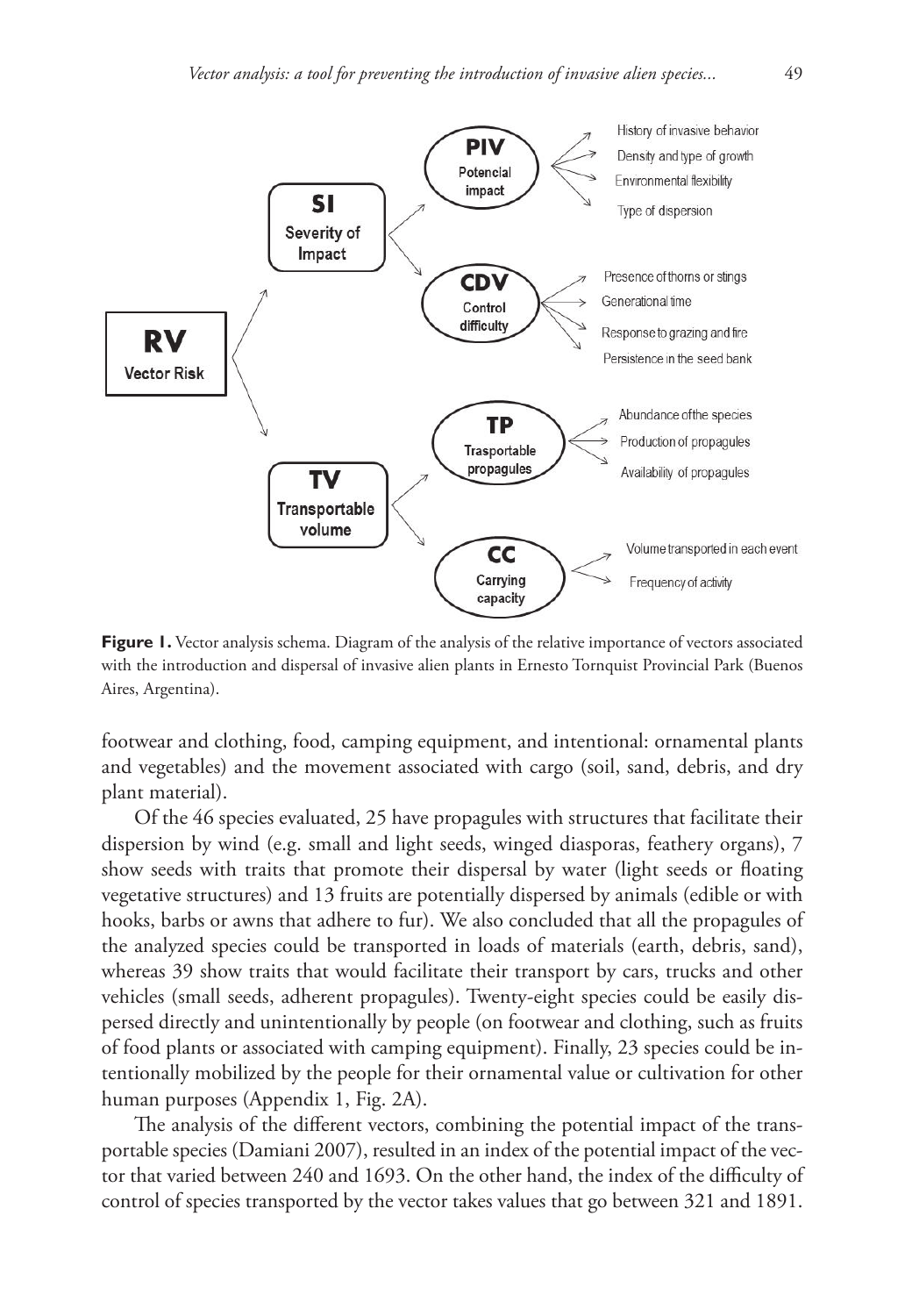**Figure 1.** Vector analysis schema. Diagram of the analysis of the relative importance of vectors associated with the introduction and dispersal of invasive alien plants in Ernesto Tornquist Provincial Park (Buenos Aires, Argentina).

footwear and clothing, food, camping equipment, and intentional: ornamental plants and vegetables) and the movement associated with cargo (soil, sand, debris, and dry plant material).

Of the 46 species evaluated, 25 have propagules with structures that facilitate their dispersion by wind (e.g. small and light seeds, winged diasporas, feathery organs), 7 show seeds with traits that promote their dispersal by water (light seeds or floating vegetative structures) and 13 fruits are potentially dispersed by animals (edible or with hooks, barbs or awns that adhere to fur). We also concluded that all the propagules of the analyzed species could be transported in loads of materials (earth, debris, sand), whereas 39 show traits that would facilitate their transport by cars, trucks and other vehicles (small seeds, adherent propagules). Twenty-eight species could be easily dispersed directly and unintentionally by people (on footwear and clothing, such as fruits of food plants or associated with camping equipment). Finally, 23 species could be intentionally mobilized by the people for their ornamental value or cultivation for other human purposes (Appendix 1, Fig. 2A).

The analysis of the different vectors, combining the potential impact of the transportable species (Damiani 2007), resulted in an index of the potential impact of the vector that varied between 240 and 1693. On the other hand, the index of the difficulty of control of species transported by the vector takes values that go between 321 and 1891.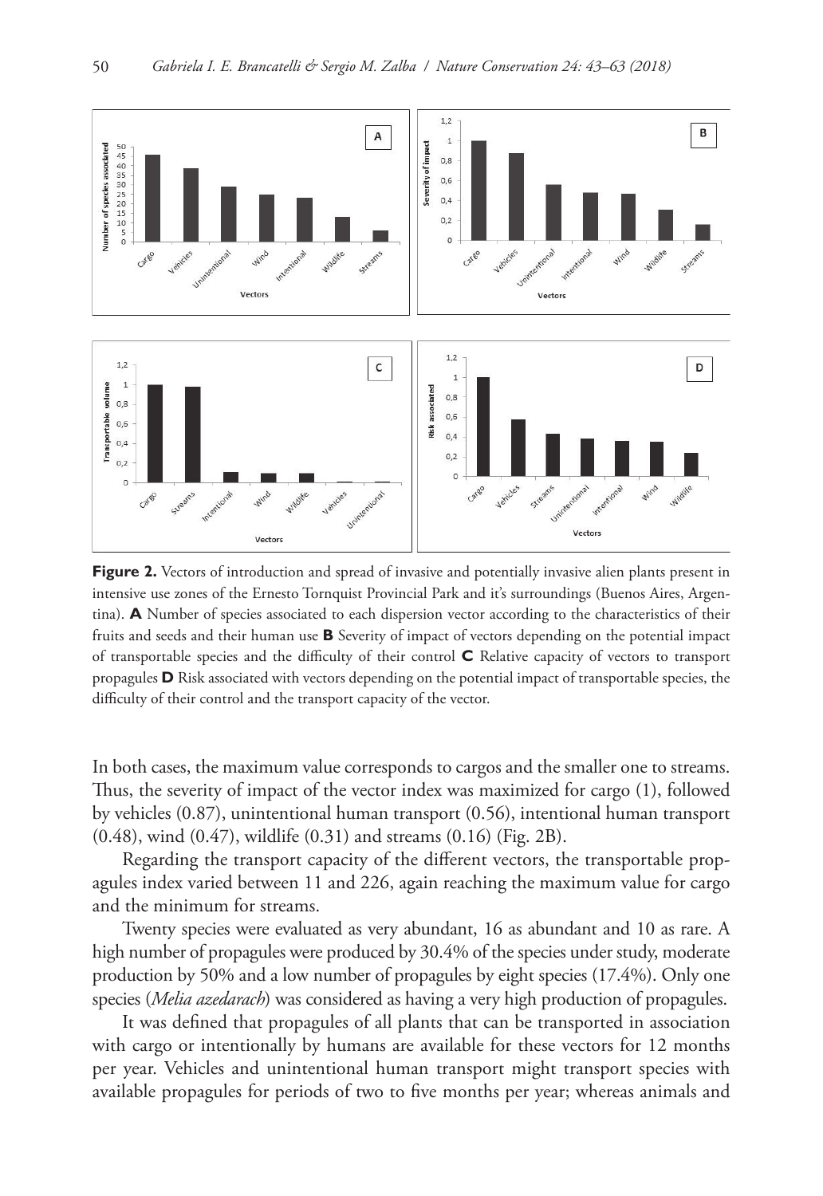**Figure 2.** Vectors of introduction and spread of invasive and potentially invasive alien plants present in intensive use zones of the Ernesto Tornquist Provincial Park and it's surroundings (Buenos Aires, Argentina). **A** Number of species associated to each dispersion vector according to the characteristics of their fruits and seeds and their human use **B** Severity of impact of vectors depending on the potential impact of transportable species and the difficulty of their control **C** Relative capacity of vectors to transport propagules **D** Risk associated with vectors depending on the potential impact of transportable species, the difficulty of their control and the transport capacity of the vector.

In both cases, the maximum value corresponds to cargos and the smaller one to streams. Thus, the severity of impact of the vector index was maximized for cargo (1), followed by vehicles (0.87), unintentional human transport (0.56), intentional human transport (0.48), wind (0.47), wildlife (0.31) and streams (0.16) (Fig. 2B).

Regarding the transport capacity of the different vectors, the transportable propagules index varied between 11 and 226, again reaching the maximum value for cargo and the minimum for streams.

Twenty species were evaluated as very abundant, 16 as abundant and 10 as rare. A high number of propagules were produced by 30.4% of the species under study, moderate production by 50% and a low number of propagules by eight species (17.4%). Only one species (*Melia azedarach*) was considered as having a very high production of propagules.

It was defined that propagules of all plants that can be transported in association with cargo or intentionally by humans are available for these vectors for 12 months per year. Vehicles and unintentional human transport might transport species with available propagules for periods of two to five months per year; whereas animals and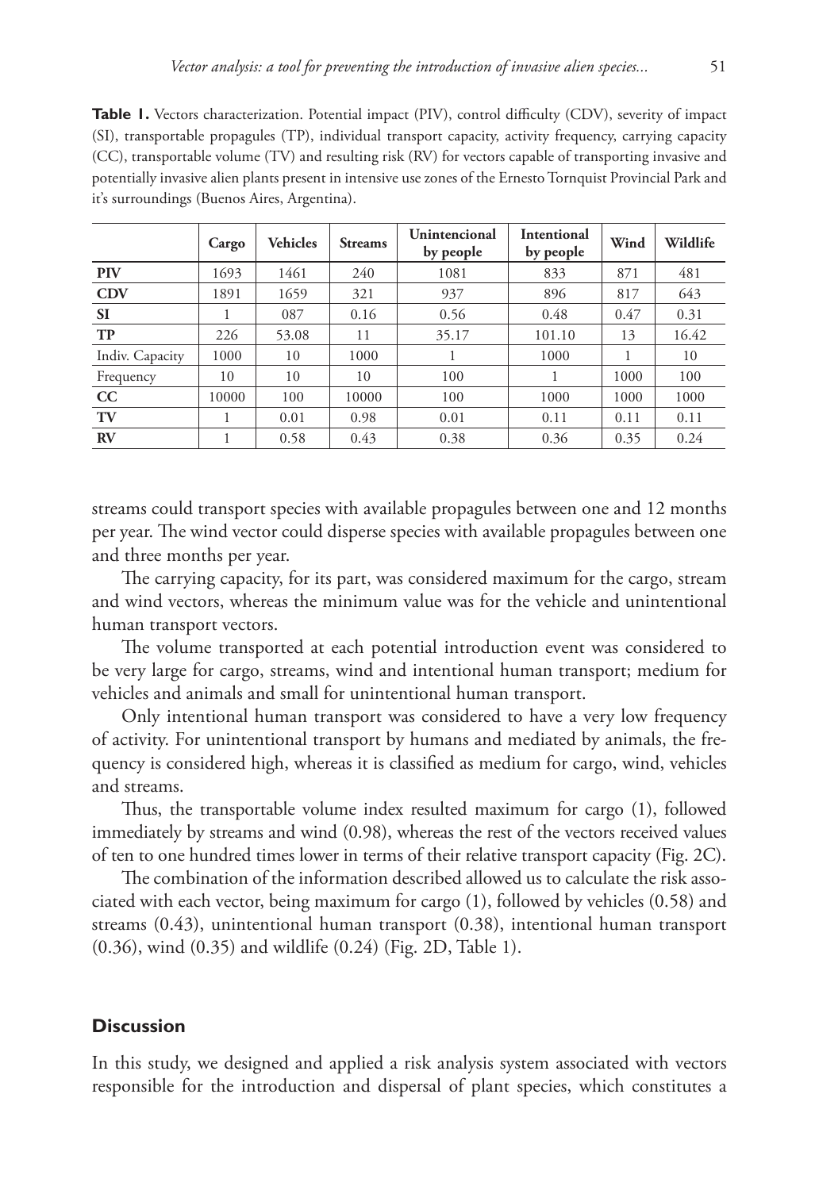**Table 1.** Vectors characterization. Potential impact (PIV), control difficulty (CDV), severity of impact (SI), transportable propagules (TP), individual transport capacity, activity frequency, carrying capacity (CC), transportable volume (TV) and resulting risk (RV) for vectors capable of transporting invasive and potentially invasive alien plants present in intensive use zones of the Ernesto Tornquist Provincial Park and it's surroundings (Buenos Aires, Argentina).

| | Cargo | Vehicles | Streams | Unintencional by people | Intentional by people | Wind | Wildlife |
|---|---|---|---|---|---|---|---|
| **PIV** | 1693 | 1461 | 240 | 1081 | 833 | 871 | 481 |
| **CDV** | 1891 | 1659 | 321 | 937 | 896 | 817 | 643 |
| **SI** | 1 | 087 | 0.16 | 0.56 | 0.48 | 0.47 | 0.31 |
| **TP** | 226 | 53.08 | 11 | 35.17 | 101.10 | 13 | 16.42 |
| Indiv. Capacity | 1000 | 10 | 1000 | 1 | 1000 | 1 | 10 |
| Frequency | 10 | 10 | 10 | 100 | 1 | 1000 | 100 |
| **CC** | 10000 | 100 | 10000 | 100 | 1000 | 1000 | 1000 |
| **TV** | 1 | 0.01 | 0.98 | 0.01 | 0.11 | 0.11 | 0.11 |
| **RV** | 1 | 0.58 | 0.43 | 0.38 | 0.36 | 0.35 | 0.24 |

streams could transport species with available propagules between one and 12 months per year. The wind vector could disperse species with available propagules between one and three months per year.

The carrying capacity, for its part, was considered maximum for the cargo, stream and wind vectors, whereas the minimum value was for the vehicle and unintentional human transport vectors.

The volume transported at each potential introduction event was considered to be very large for cargo, streams, wind and intentional human transport; medium for vehicles and animals and small for unintentional human transport.

Only intentional human transport was considered to have a very low frequency of activity. For unintentional transport by humans and mediated by animals, the frequency is considered high, whereas it is classified as medium for cargo, wind, vehicles and streams.

Thus, the transportable volume index resulted maximum for cargo (1), followed immediately by streams and wind (0.98), whereas the rest of the vectors received values of ten to one hundred times lower in terms of their relative transport capacity (Fig. 2C).

The combination of the information described allowed us to calculate the risk associated with each vector, being maximum for cargo (1), followed by vehicles (0.58) and streams (0.43), unintentional human transport (0.38), intentional human transport (0.36), wind (0.35) and wildlife (0.24) (Fig. 2D, Table 1).

## Discussion

In this study, we designed and applied a risk analysis system associated with vectors responsible for the introduction and dispersal of plant species, which constitutes a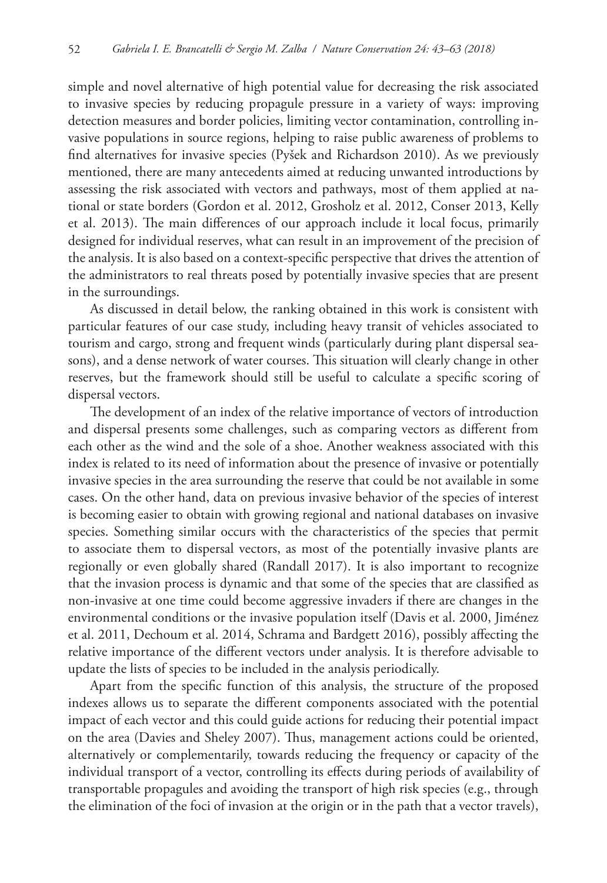simple and novel alternative of high potential value for decreasing the risk associated to invasive species by reducing propagule pressure in a variety of ways: improving detection measures and border policies, limiting vector contamination, controlling invasive populations in source regions, helping to raise public awareness of problems to find alternatives for invasive species (Pyšek and Richardson 2010). As we previously mentioned, there are many antecedents aimed at reducing unwanted introductions by assessing the risk associated with vectors and pathways, most of them applied at national or state borders (Gordon et al. 2012, Grosholz et al. 2012, Conser 2013, Kelly et al. 2013). The main differences of our approach include it local focus, primarily designed for individual reserves, what can result in an improvement of the precision of the analysis. It is also based on a context-specific perspective that drives the attention of the administrators to real threats posed by potentially invasive species that are present in the surroundings.

As discussed in detail below, the ranking obtained in this work is consistent with particular features of our case study, including heavy transit of vehicles associated to tourism and cargo, strong and frequent winds (particularly during plant dispersal seasons), and a dense network of water courses. This situation will clearly change in other reserves, but the framework should still be useful to calculate a specific scoring of dispersal vectors.

The development of an index of the relative importance of vectors of introduction and dispersal presents some challenges, such as comparing vectors as different from each other as the wind and the sole of a shoe. Another weakness associated with this index is related to its need of information about the presence of invasive or potentially invasive species in the area surrounding the reserve that could be not available in some cases. On the other hand, data on previous invasive behavior of the species of interest is becoming easier to obtain with growing regional and national databases on invasive species. Something similar occurs with the characteristics of the species that permit to associate them to dispersal vectors, as most of the potentially invasive plants are regionally or even globally shared (Randall 2017). It is also important to recognize that the invasion process is dynamic and that some of the species that are classified as non-invasive at one time could become aggressive invaders if there are changes in the environmental conditions or the invasive population itself (Davis et al. 2000, Jiménez et al. 2011, Dechoum et al. 2014, Schrama and Bardgett 2016), possibly affecting the relative importance of the different vectors under analysis. It is therefore advisable to update the lists of species to be included in the analysis periodically.

Apart from the specific function of this analysis, the structure of the proposed indexes allows us to separate the different components associated with the potential impact of each vector and this could guide actions for reducing their potential impact on the area (Davies and Sheley 2007). Thus, management actions could be oriented, alternatively or complementarily, towards reducing the frequency or capacity of the individual transport of a vector, controlling its effects during periods of availability of transportable propagules and avoiding the transport of high risk species (e.g., through the elimination of the foci of invasion at the origin or in the path that a vector travels),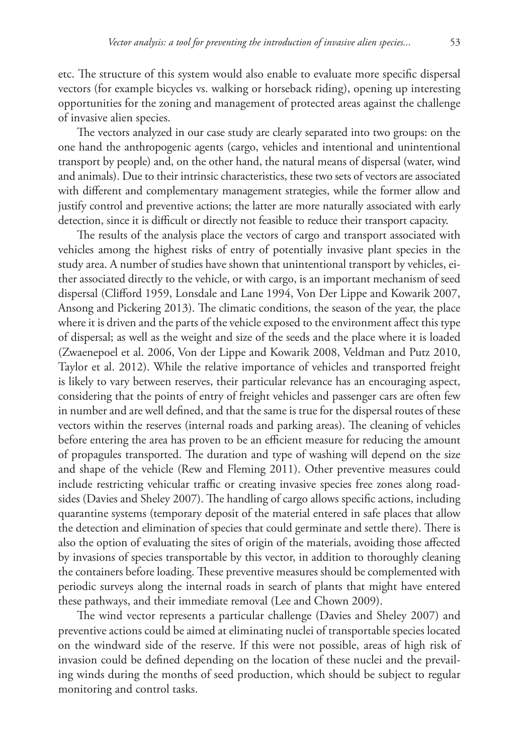etc. The structure of this system would also enable to evaluate more specific dispersal vectors (for example bicycles vs. walking or horseback riding), opening up interesting opportunities for the zoning and management of protected areas against the challenge of invasive alien species.

The vectors analyzed in our case study are clearly separated into two groups: on the one hand the anthropogenic agents (cargo, vehicles and intentional and unintentional transport by people) and, on the other hand, the natural means of dispersal (water, wind and animals). Due to their intrinsic characteristics, these two sets of vectors are associated with different and complementary management strategies, while the former allow and justify control and preventive actions; the latter are more naturally associated with early detection, since it is difficult or directly not feasible to reduce their transport capacity.

The results of the analysis place the vectors of cargo and transport associated with vehicles among the highest risks of entry of potentially invasive plant species in the study area. A number of studies have shown that unintentional transport by vehicles, either associated directly to the vehicle, or with cargo, is an important mechanism of seed dispersal (Clifford 1959, Lonsdale and Lane 1994, Von Der Lippe and Kowarik 2007, Ansong and Pickering 2013). The climatic conditions, the season of the year, the place where it is driven and the parts of the vehicle exposed to the environment affect this type of dispersal; as well as the weight and size of the seeds and the place where it is loaded (Zwaenepoel et al. 2006, Von der Lippe and Kowarik 2008, Veldman and Putz 2010, Taylor et al. 2012). While the relative importance of vehicles and transported freight is likely to vary between reserves, their particular relevance has an encouraging aspect, considering that the points of entry of freight vehicles and passenger cars are often few in number and are well defined, and that the same is true for the dispersal routes of these vectors within the reserves (internal roads and parking areas). The cleaning of vehicles before entering the area has proven to be an efficient measure for reducing the amount of propagules transported. The duration and type of washing will depend on the size and shape of the vehicle (Rew and Fleming 2011). Other preventive measures could include restricting vehicular traffic or creating invasive species free zones along roadsides (Davies and Sheley 2007). The handling of cargo allows specific actions, including quarantine systems (temporary deposit of the material entered in safe places that allow the detection and elimination of species that could germinate and settle there). There is also the option of evaluating the sites of origin of the materials, avoiding those affected by invasions of species transportable by this vector, in addition to thoroughly cleaning the containers before loading. These preventive measures should be complemented with periodic surveys along the internal roads in search of plants that might have entered these pathways, and their immediate removal (Lee and Chown 2009).

The wind vector represents a particular challenge (Davies and Sheley 2007) and preventive actions could be aimed at eliminating nuclei of transportable species located on the windward side of the reserve. If this were not possible, areas of high risk of invasion could be defined depending on the location of these nuclei and the prevailing winds during the months of seed production, which should be subject to regular monitoring and control tasks.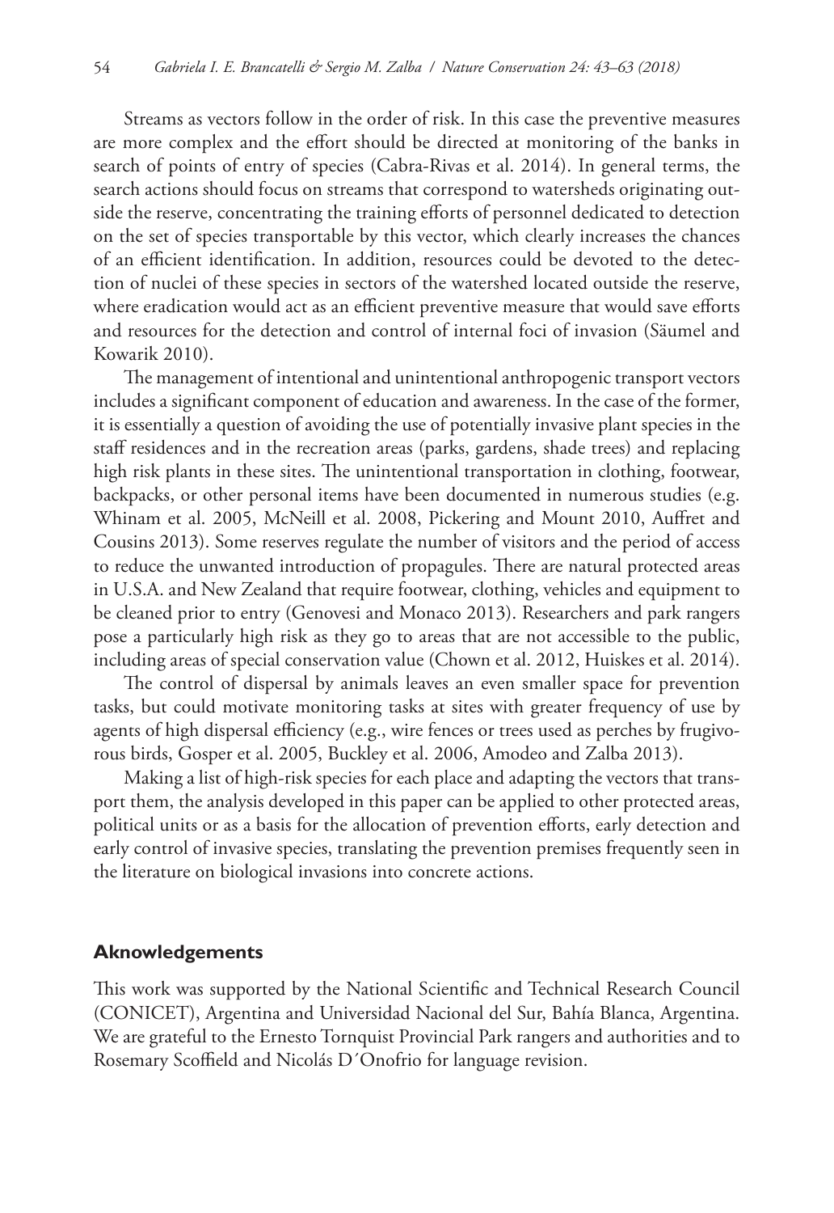Streams as vectors follow in the order of risk. In this case the preventive measures are more complex and the effort should be directed at monitoring of the banks in search of points of entry of species (Cabra-Rivas et al. 2014). In general terms, the search actions should focus on streams that correspond to watersheds originating outside the reserve, concentrating the training efforts of personnel dedicated to detection on the set of species transportable by this vector, which clearly increases the chances of an efficient identification. In addition, resources could be devoted to the detection of nuclei of these species in sectors of the watershed located outside the reserve, where eradication would act as an efficient preventive measure that would save efforts and resources for the detection and control of internal foci of invasion (Säumel and Kowarik 2010).

The management of intentional and unintentional anthropogenic transport vectors includes a significant component of education and awareness. In the case of the former, it is essentially a question of avoiding the use of potentially invasive plant species in the staff residences and in the recreation areas (parks, gardens, shade trees) and replacing high risk plants in these sites. The unintentional transportation in clothing, footwear, backpacks, or other personal items have been documented in numerous studies (e.g. Whinam et al. 2005, McNeill et al. 2008, Pickering and Mount 2010, Auffret and Cousins 2013). Some reserves regulate the number of visitors and the period of access to reduce the unwanted introduction of propagules. There are natural protected areas in U.S.A. and New Zealand that require footwear, clothing, vehicles and equipment to be cleaned prior to entry (Genovesi and Monaco 2013). Researchers and park rangers pose a particularly high risk as they go to areas that are not accessible to the public, including areas of special conservation value (Chown et al. 2012, Huiskes et al. 2014).

The control of dispersal by animals leaves an even smaller space for prevention tasks, but could motivate monitoring tasks at sites with greater frequency of use by agents of high dispersal efficiency (e.g., wire fences or trees used as perches by frugivorous birds, Gosper et al. 2005, Buckley et al. 2006, Amodeo and Zalba 2013).

Making a list of high-risk species for each place and adapting the vectors that transport them, the analysis developed in this paper can be applied to other protected areas, political units or as a basis for the allocation of prevention efforts, early detection and early control of invasive species, translating the prevention premises frequently seen in the literature on biological invasions into concrete actions.

## Aknowledgements

This work was supported by the National Scientific and Technical Research Council (CONICET), Argentina and Universidad Nacional del Sur, Bahía Blanca, Argentina. We are grateful to the Ernesto Tornquist Provincial Park rangers and authorities and to Rosemary Scoffield and Nicolás D´Onofrio for language revision.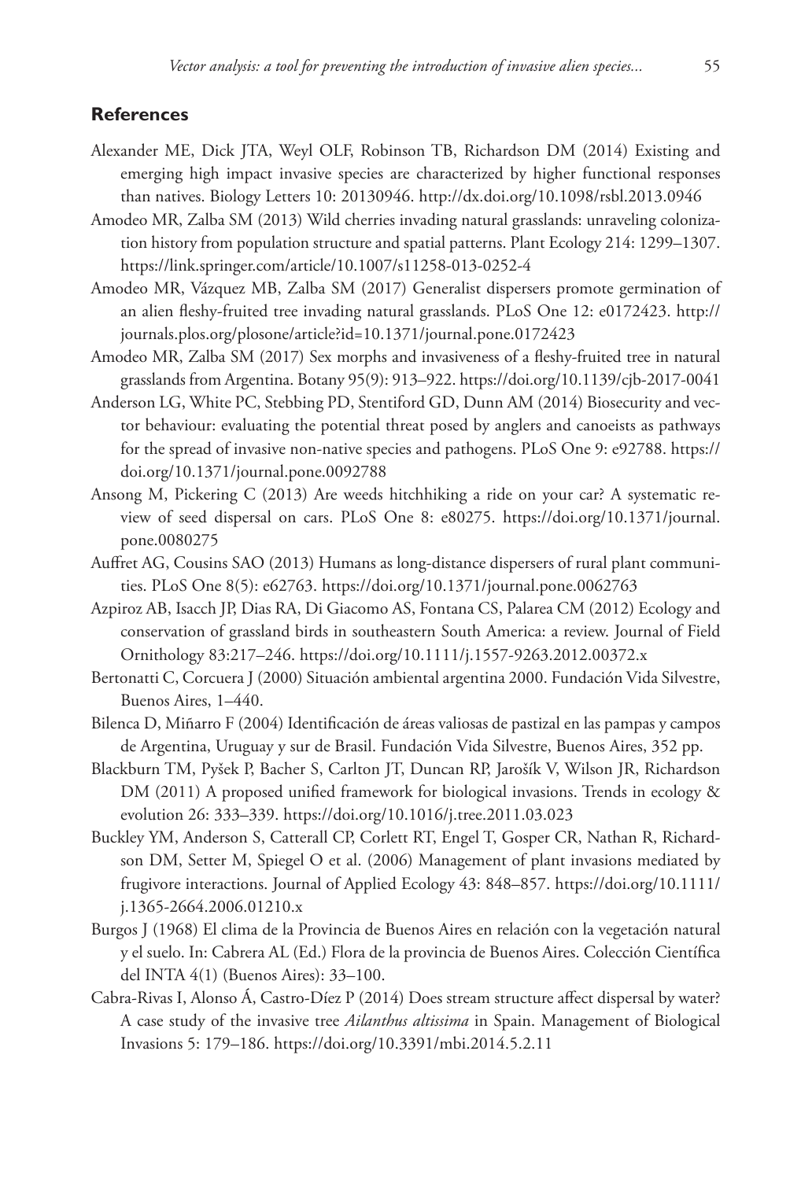## References

Alexander ME, Dick JTA, Weyl OLF, Robinson TB, Richardson DM (2014) Existing and emerging high impact invasive species are characterized by higher functional responses than natives. Biology Letters 10: 20130946. http://dx.doi.org/10.1098/rsbl.2013.0946

Amodeo MR, Zalba SM (2013) Wild cherries invading natural grasslands: unraveling colonization history from population structure and spatial patterns. Plant Ecology 214: 1299–1307. https://link.springer.com/article/10.1007/s11258-013-0252-4

Amodeo MR, Vázquez MB, Zalba SM (2017) Generalist dispersers promote germination of an alien fleshy-fruited tree invading natural grasslands. PLoS One 12: e0172423. http://journals.plos.org/plosone/article?id=10.1371/journal.pone.0172423

Amodeo MR, Zalba SM (2017) Sex morphs and invasiveness of a fleshy-fruited tree in natural grasslands from Argentina. Botany 95(9): 913–922. https://doi.org/10.1139/cjb-2017-0041

Anderson LG, White PC, Stebbing PD, Stentiford GD, Dunn AM (2014) Biosecurity and vector behaviour: evaluating the potential threat posed by anglers and canoeists as pathways for the spread of invasive non-native species and pathogens. PLoS One 9: e92788. https://doi.org/10.1371/journal.pone.0092788

Ansong M, Pickering C (2013) Are weeds hitchhiking a ride on your car? A systematic review of seed dispersal on cars. PLoS One 8: e80275. https://doi.org/10.1371/journal.pone.0080275

Auffret AG, Cousins SAO (2013) Humans as long-distance dispersers of rural plant communities. PLoS One 8(5): e62763. https://doi.org/10.1371/journal.pone.0062763

Azpiroz AB, Isacch JP, Dias RA, Di Giacomo AS, Fontana CS, Palarea CM (2012) Ecology and conservation of grassland birds in southeastern South America: a review. Journal of Field Ornithology 83:217–246. https://doi.org/10.1111/j.1557-9263.2012.00372.x

Bertonatti C, Corcuera J (2000) Situación ambiental argentina 2000. Fundación Vida Silvestre, Buenos Aires, 1–440.

Bilenca D, Miñarro F (2004) Identificación de áreas valiosas de pastizal en las pampas y campos de Argentina, Uruguay y sur de Brasil. Fundación Vida Silvestre, Buenos Aires, 352 pp.

Blackburn TM, Pyšek P, Bacher S, Carlton JT, Duncan RP, Jarošík V, Wilson JR, Richardson DM (2011) A proposed unified framework for biological invasions. Trends in ecology & evolution 26: 333–339. https://doi.org/10.1016/j.tree.2011.03.023

Buckley YM, Anderson S, Catterall CP, Corlett RT, Engel T, Gosper CR, Nathan R, Richardson DM, Setter M, Spiegel O et al. (2006) Management of plant invasions mediated by frugivore interactions. Journal of Applied Ecology 43: 848–857. https://doi.org/10.1111/j.1365-2664.2006.01210.x

Burgos J (1968) El clima de la Provincia de Buenos Aires en relación con la vegetación natural y el suelo. In: Cabrera AL (Ed.) Flora de la provincia de Buenos Aires. Colección Científica del INTA 4(1) (Buenos Aires): 33–100.

Cabra-Rivas I, Alonso Á, Castro-Díez P (2014) Does stream structure affect dispersal by water? A case study of the invasive tree *Ailanthus altissima* in Spain. Management of Biological Invasions 5: 179–186. https://doi.org/10.3391/mbi.2014.5.2.11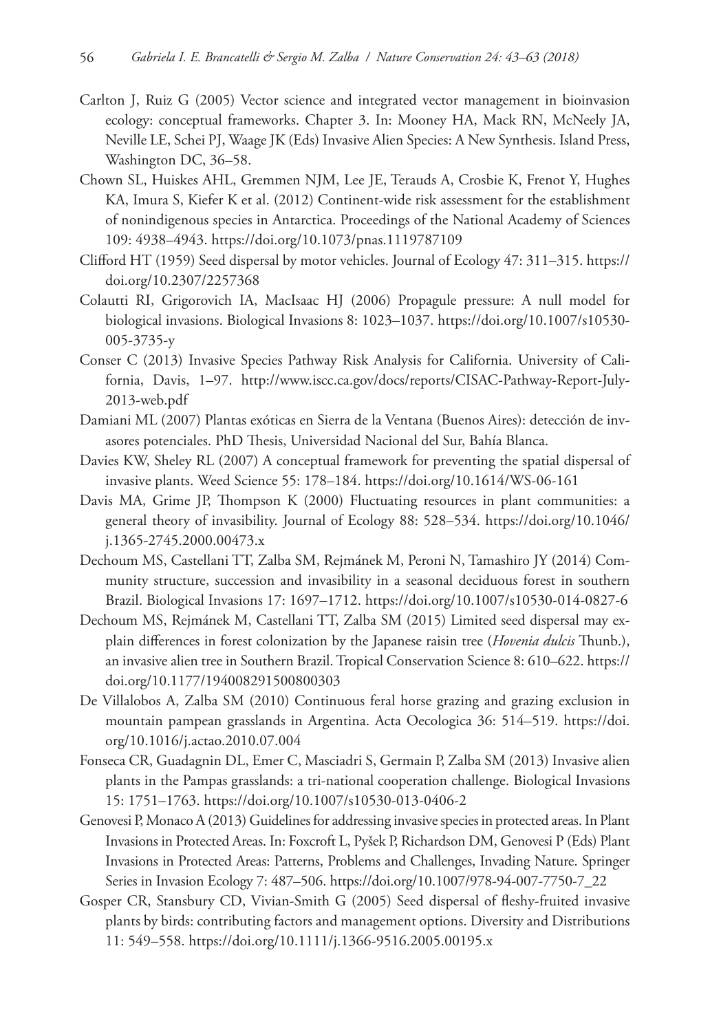Carlton J, Ruiz G (2005) Vector science and integrated vector management in bioinvasion ecology: conceptual frameworks. Chapter 3. In: Mooney HA, Mack RN, McNeely JA, Neville LE, Schei PJ, Waage JK (Eds) Invasive Alien Species: A New Synthesis. Island Press, Washington DC, 36–58.

Chown SL, Huiskes AHL, Gremmen NJM, Lee JE, Terauds A, Crosbie K, Frenot Y, Hughes KA, Imura S, Kiefer K et al. (2012) Continent-wide risk assessment for the establishment of nonindigenous species in Antarctica. Proceedings of the National Academy of Sciences 109: 4938–4943. https://doi.org/10.1073/pnas.1119787109

Clifford HT (1959) Seed dispersal by motor vehicles. Journal of Ecology 47: 311–315. https://doi.org/10.2307/2257368

Colautti RI, Grigorovich IA, MacIsaac HJ (2006) Propagule pressure: A null model for biological invasions. Biological Invasions 8: 1023–1037. https://doi.org/10.1007/s10530-005-3735-y

Conser C (2013) Invasive Species Pathway Risk Analysis for California. University of California, Davis, 1–97. http://www.iscc.ca.gov/docs/reports/CISAC-Pathway-Report-July-2013-web.pdf

Damiani ML (2007) Plantas exóticas en Sierra de la Ventana (Buenos Aires): detección de invasores potenciales. PhD Thesis, Universidad Nacional del Sur, Bahía Blanca.

Davies KW, Sheley RL (2007) A conceptual framework for preventing the spatial dispersal of invasive plants. Weed Science 55: 178–184. https://doi.org/10.1614/WS-06-161

Davis MA, Grime JP, Thompson K (2000) Fluctuating resources in plant communities: a general theory of invasibility. Journal of Ecology 88: 528–534. https://doi.org/10.1046/j.1365-2745.2000.00473.x

Dechoum MS, Castellani TT, Zalba SM, Rejmánek M, Peroni N, Tamashiro JY (2014) Community structure, succession and invasibility in a seasonal deciduous forest in southern Brazil. Biological Invasions 17: 1697–1712. https://doi.org/10.1007/s10530-014-0827-6

Dechoum MS, Rejmánek M, Castellani TT, Zalba SM (2015) Limited seed dispersal may explain differences in forest colonization by the Japanese raisin tree (*Hovenia dulcis* Thunb.), an invasive alien tree in Southern Brazil. Tropical Conservation Science 8: 610–622. https://doi.org/10.1177/194008291500800303

De Villalobos A, Zalba SM (2010) Continuous feral horse grazing and grazing exclusion in mountain pampean grasslands in Argentina. Acta Oecologica 36: 514–519. https://doi.org/10.1016/j.actao.2010.07.004

Fonseca CR, Guadagnin DL, Emer C, Masciadri S, Germain P, Zalba SM (2013) Invasive alien plants in the Pampas grasslands: a tri-national cooperation challenge. Biological Invasions 15: 1751–1763. https://doi.org/10.1007/s10530-013-0406-2

Genovesi P, Monaco A (2013) Guidelines for addressing invasive species in protected areas. In Plant Invasions in Protected Areas. In: Foxcroft L, Pyšek P, Richardson DM, Genovesi P (Eds) Plant Invasions in Protected Areas: Patterns, Problems and Challenges, Invading Nature. Springer Series in Invasion Ecology 7: 487–506. https://doi.org/10.1007/978-94-007-7750-7_22

Gosper CR, Stansbury CD, Vivian-Smith G (2005) Seed dispersal of fleshy-fruited invasive plants by birds: contributing factors and management options. Diversity and Distributions 11: 549–558. https://doi.org/10.1111/j.1366-9516.2005.00195.x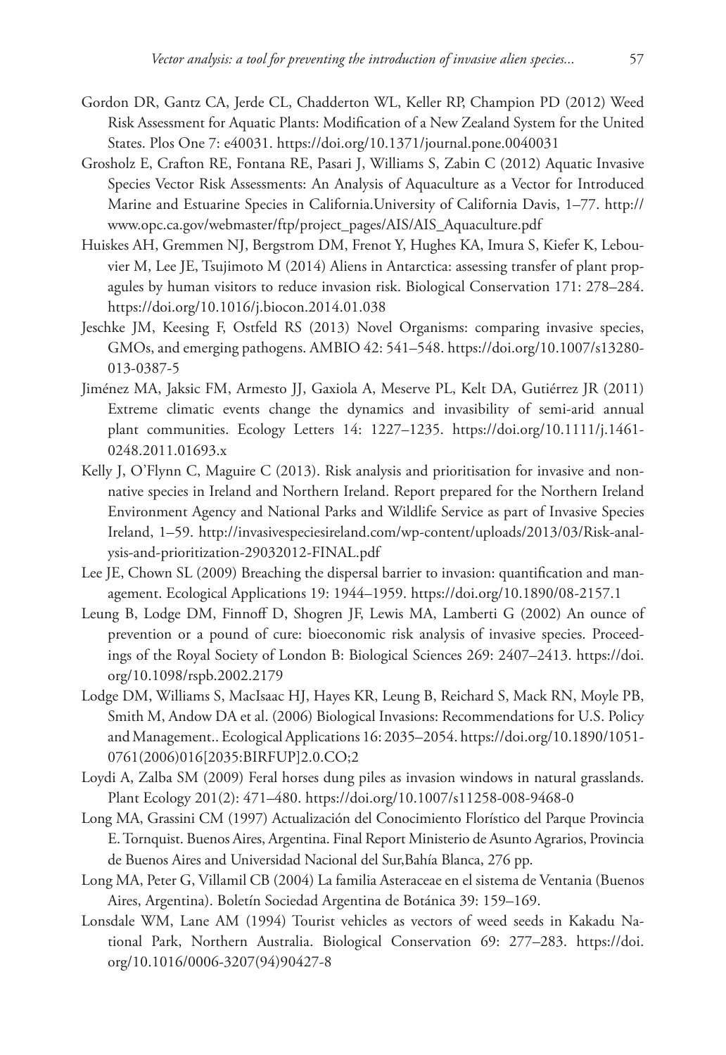Gordon DR, Gantz CA, Jerde CL, Chadderton WL, Keller RP, Champion PD (2012) Weed Risk Assessment for Aquatic Plants: Modification of a New Zealand System for the United States. Plos One 7: e40031. https://doi.org/10.1371/journal.pone.0040031

Grosholz E, Crafton RE, Fontana RE, Pasari J, Williams S, Zabin C (2012) Aquatic Invasive Species Vector Risk Assessments: An Analysis of Aquaculture as a Vector for Introduced Marine and Estuarine Species in California.University of California Davis, 1–77. http://www.opc.ca.gov/webmaster/ftp/project_pages/AIS/AIS_Aquaculture.pdf

Huiskes AH, Gremmen NJ, Bergstrom DM, Frenot Y, Hughes KA, Imura S, Kiefer K, Lebouvier M, Lee JE, Tsujimoto M (2014) Aliens in Antarctica: assessing transfer of plant propagules by human visitors to reduce invasion risk. Biological Conservation 171: 278–284. https://doi.org/10.1016/j.biocon.2014.01.038

Jeschke JM, Keesing F, Ostfeld RS (2013) Novel Organisms: comparing invasive species, GMOs, and emerging pathogens. AMBIO 42: 541–548. https://doi.org/10.1007/s13280-013-0387-5

Jiménez MA, Jaksic FM, Armesto JJ, Gaxiola A, Meserve PL, Kelt DA, Gutiérrez JR (2011) Extreme climatic events change the dynamics and invasibility of semi-arid annual plant communities. Ecology Letters 14: 1227–1235. https://doi.org/10.1111/j.1461-0248.2011.01693.x

Kelly J, O'Flynn C, Maguire C (2013). Risk analysis and prioritisation for invasive and non-native species in Ireland and Northern Ireland. Report prepared for the Northern Ireland Environment Agency and National Parks and Wildlife Service as part of Invasive Species Ireland, 1–59. http://invasivespeciesireland.com/wp-content/uploads/2013/03/Risk-analysis-and-prioritization-29032012-FINAL.pdf

Lee JE, Chown SL (2009) Breaching the dispersal barrier to invasion: quantification and management. Ecological Applications 19: 1944–1959. https://doi.org/10.1890/08-2157.1

Leung B, Lodge DM, Finnoff D, Shogren JF, Lewis MA, Lamberti G (2002) An ounce of prevention or a pound of cure: bioeconomic risk analysis of invasive species. Proceedings of the Royal Society of London B: Biological Sciences 269: 2407–2413. https://doi.org/10.1098/rspb.2002.2179

Lodge DM, Williams S, MacIsaac HJ, Hayes KR, Leung B, Reichard S, Mack RN, Moyle PB, Smith M, Andow DA et al. (2006) Biological Invasions: Recommendations for U.S. Policy and Management.. Ecological Applications 16: 2035–2054. https://doi.org/10.1890/1051-0761(2006)016[2035:BIRFUP]2.0.CO;2

Loydi A, Zalba SM (2009) Feral horses dung piles as invasion windows in natural grasslands. Plant Ecology 201(2): 471–480. https://doi.org/10.1007/s11258-008-9468-0

Long MA, Grassini CM (1997) Actualización del Conocimiento Florístico del Parque Provincia E. Tornquist. Buenos Aires, Argentina. Final Report Ministerio de Asunto Agrarios, Provincia de Buenos Aires and Universidad Nacional del Sur,Bahía Blanca, 276 pp.

Long MA, Peter G, Villamil CB (2004) La familia Asteraceae en el sistema de Ventania (Buenos Aires, Argentina). Boletín Sociedad Argentina de Botánica 39: 159–169.

Lonsdale WM, Lane AM (1994) Tourist vehicles as vectors of weed seeds in Kakadu National Park, Northern Australia. Biological Conservation 69: 277–283. https://doi.org/10.1016/0006-3207(94)90427-8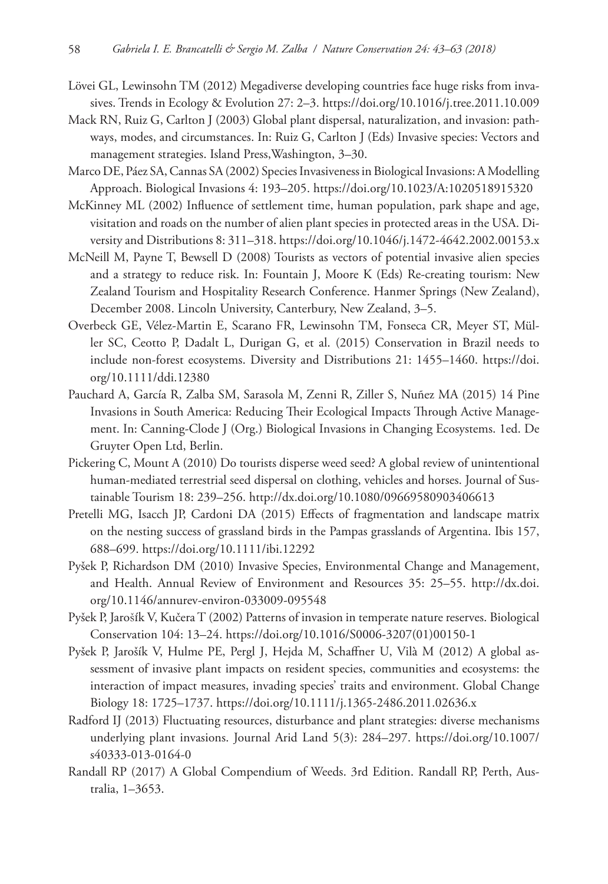Lövei GL, Lewinsohn TM (2012) Megadiverse developing countries face huge risks from invasives. Trends in Ecology & Evolution 27: 2–3. https://doi.org/10.1016/j.tree.2011.10.009

Mack RN, Ruiz G, Carlton J (2003) Global plant dispersal, naturalization, and invasion: pathways, modes, and circumstances. In: Ruiz G, Carlton J (Eds) Invasive species: Vectors and management strategies. Island Press,Washington, 3–30.

Marco DE, Páez SA, Cannas SA (2002) Species Invasiveness in Biological Invasions: A Modelling Approach. Biological Invasions 4: 193–205. https://doi.org/10.1023/A:1020518915320

McKinney ML (2002) Influence of settlement time, human population, park shape and age, visitation and roads on the number of alien plant species in protected areas in the USA. Diversity and Distributions 8: 311–318. https://doi.org/10.1046/j.1472-4642.2002.00153.x

McNeill M, Payne T, Bewsell D (2008) Tourists as vectors of potential invasive alien species and a strategy to reduce risk. In: Fountain J, Moore K (Eds) Re-creating tourism: New Zealand Tourism and Hospitality Research Conference. Hanmer Springs (New Zealand), December 2008. Lincoln University, Canterbury, New Zealand, 3–5.

Overbeck GE, Vélez-Martin E, Scarano FR, Lewinsohn TM, Fonseca CR, Meyer ST, Müller SC, Ceotto P, Dadalt L, Durigan G, et al. (2015) Conservation in Brazil needs to include non-forest ecosystems. Diversity and Distributions 21: 1455–1460. https://doi.org/10.1111/ddi.12380

Pauchard A, García R, Zalba SM, Sarasola M, Zenni R, Ziller S, Nuñez MA (2015) 14 Pine Invasions in South America: Reducing Their Ecological Impacts Through Active Management. In: Canning-Clode J (Org.) Biological Invasions in Changing Ecosystems. 1ed. De Gruyter Open Ltd, Berlin.

Pickering C, Mount A (2010) Do tourists disperse weed seed? A global review of unintentional human-mediated terrestrial seed dispersal on clothing, vehicles and horses. Journal of Sustainable Tourism 18: 239–256. http://dx.doi.org/10.1080/09669580903406613

Pretelli MG, Isacch JP, Cardoni DA (2015) Effects of fragmentation and landscape matrix on the nesting success of grassland birds in the Pampas grasslands of Argentina. Ibis 157, 688–699. https://doi.org/10.1111/ibi.12292

Pyšek P, Richardson DM (2010) Invasive Species, Environmental Change and Management, and Health. Annual Review of Environment and Resources 35: 25–55. http://dx.doi.org/10.1146/annurev-environ-033009-095548

Pyšek P, Jarošík V, Kučera T (2002) Patterns of invasion in temperate nature reserves. Biological Conservation 104: 13–24. https://doi.org/10.1016/S0006-3207(01)00150-1

Pyšek P, Jarošík V, Hulme PE, Pergl J, Hejda M, Schaffner U, Vilà M (2012) A global assessment of invasive plant impacts on resident species, communities and ecosystems: the interaction of impact measures, invading species' traits and environment. Global Change Biology 18: 1725–1737. https://doi.org/10.1111/j.1365-2486.2011.02636.x

Radford IJ (2013) Fluctuating resources, disturbance and plant strategies: diverse mechanisms underlying plant invasions. Journal Arid Land 5(3): 284–297. https://doi.org/10.1007/s40333-013-0164-0

Randall RP (2017) A Global Compendium of Weeds. 3rd Edition. Randall RP, Perth, Australia, 1–3653.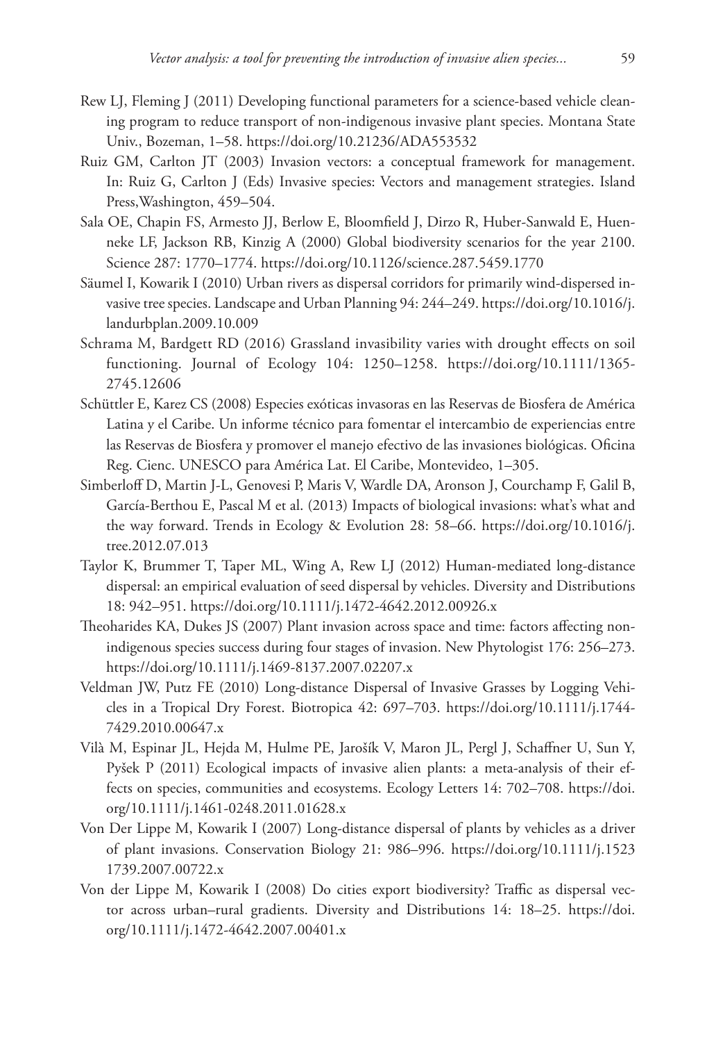Rew LJ, Fleming J (2011) Developing functional parameters for a science-based vehicle cleaning program to reduce transport of non-indigenous invasive plant species. Montana State Univ., Bozeman, 1–58. https://doi.org/10.21236/ADA553532

Ruiz GM, Carlton JT (2003) Invasion vectors: a conceptual framework for management. In: Ruiz G, Carlton J (Eds) Invasive species: Vectors and management strategies. Island Press,Washington, 459–504.

Sala OE, Chapin FS, Armesto JJ, Berlow E, Bloomfield J, Dirzo R, Huber-Sanwald E, Huenneke LF, Jackson RB, Kinzig A (2000) Global biodiversity scenarios for the year 2100. Science 287: 1770–1774. https://doi.org/10.1126/science.287.5459.1770

Säumel I, Kowarik I (2010) Urban rivers as dispersal corridors for primarily wind-dispersed invasive tree species. Landscape and Urban Planning 94: 244–249. https://doi.org/10.1016/j.landurbplan.2009.10.009

Schrama M, Bardgett RD (2016) Grassland invasibility varies with drought effects on soil functioning. Journal of Ecology 104: 1250–1258. https://doi.org/10.1111/1365-2745.12606

Schüttler E, Karez CS (2008) Especies exóticas invasoras en las Reservas de Biosfera de América Latina y el Caribe. Un informe técnico para fomentar el intercambio de experiencias entre las Reservas de Biosfera y promover el manejo efectivo de las invasiones biológicas. Oficina Reg. Cienc. UNESCO para América Lat. El Caribe, Montevideo, 1–305.

Simberloff D, Martin J-L, Genovesi P, Maris V, Wardle DA, Aronson J, Courchamp F, Galil B, García-Berthou E, Pascal M et al. (2013) Impacts of biological invasions: what's what and the way forward. Trends in Ecology & Evolution 28: 58–66. https://doi.org/10.1016/j.tree.2012.07.013

Taylor K, Brummer T, Taper ML, Wing A, Rew LJ (2012) Human-mediated long-distance dispersal: an empirical evaluation of seed dispersal by vehicles. Diversity and Distributions 18: 942–951. https://doi.org/10.1111/j.1472-4642.2012.00926.x

Theoharides KA, Dukes JS (2007) Plant invasion across space and time: factors affecting nonindigenous species success during four stages of invasion. New Phytologist 176: 256–273. https://doi.org/10.1111/j.1469-8137.2007.02207.x

Veldman JW, Putz FE (2010) Long-distance Dispersal of Invasive Grasses by Logging Vehicles in a Tropical Dry Forest. Biotropica 42: 697–703. https://doi.org/10.1111/j.1744-7429.2010.00647.x

Vilà M, Espinar JL, Hejda M, Hulme PE, Jarošík V, Maron JL, Pergl J, Schaffner U, Sun Y, Pyšek P (2011) Ecological impacts of invasive alien plants: a meta-analysis of their effects on species, communities and ecosystems. Ecology Letters 14: 702–708. https://doi.org/10.1111/j.1461-0248.2011.01628.x

Von Der Lippe M, Kowarik I (2007) Long-distance dispersal of plants by vehicles as a driver of plant invasions. Conservation Biology 21: 986–996. https://doi.org/10.1111/j.1523 1739.2007.00722.x

Von der Lippe M, Kowarik I (2008) Do cities export biodiversity? Traffic as dispersal vector across urban–rural gradients. Diversity and Distributions 14: 18–25. https://doi.org/10.1111/j.1472-4642.2007.00401.x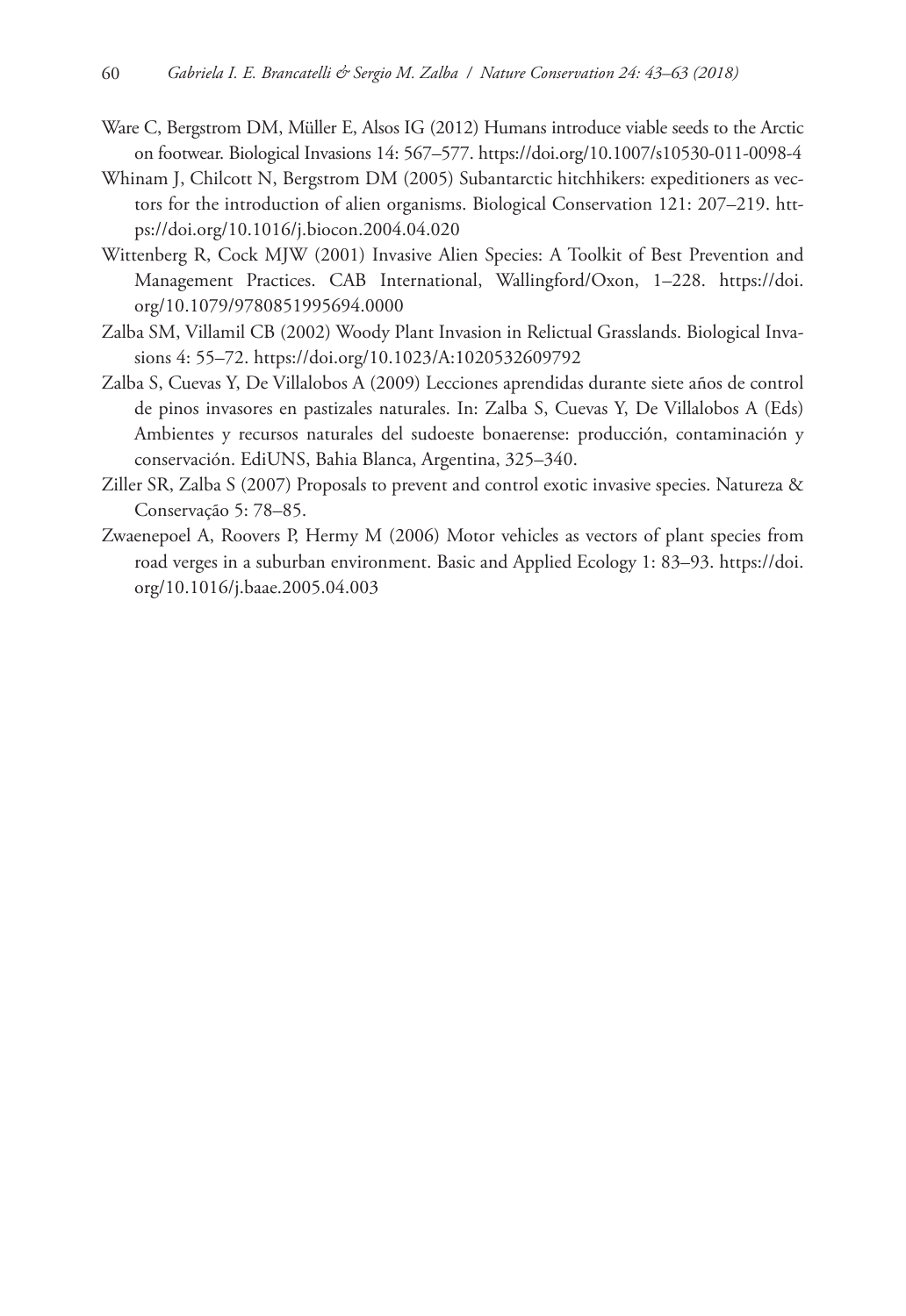Ware C, Bergstrom DM, Müller E, Alsos IG (2012) Humans introduce viable seeds to the Arctic on footwear. Biological Invasions 14: 567–577. https://doi.org/10.1007/s10530-011-0098-4

Whinam J, Chilcott N, Bergstrom DM (2005) Subantarctic hitchhikers: expeditioners as vectors for the introduction of alien organisms. Biological Conservation 121: 207–219. https://doi.org/10.1016/j.biocon.2004.04.020

Wittenberg R, Cock MJW (2001) Invasive Alien Species: A Toolkit of Best Prevention and Management Practices. CAB International, Wallingford/Oxon, 1–228. https://doi.org/10.1079/9780851995694.0000

Zalba SM, Villamil CB (2002) Woody Plant Invasion in Relictual Grasslands. Biological Invasions 4: 55–72. https://doi.org/10.1023/A:1020532609792

Zalba S, Cuevas Y, De Villalobos A (2009) Lecciones aprendidas durante siete años de control de pinos invasores en pastizales naturales. In: Zalba S, Cuevas Y, De Villalobos A (Eds) Ambientes y recursos naturales del sudoeste bonaerense: producción, contaminación y conservación. EdiUNS, Bahia Blanca, Argentina, 325–340.

Ziller SR, Zalba S (2007) Proposals to prevent and control exotic invasive species. Natureza & Conservação 5: 78–85.

Zwaenepoel A, Roovers P, Hermy M (2006) Motor vehicles as vectors of plant species from road verges in a suburban environment. Basic and Applied Ecology 1: 83–93. https://doi.org/10.1016/j.baae.2005.04.003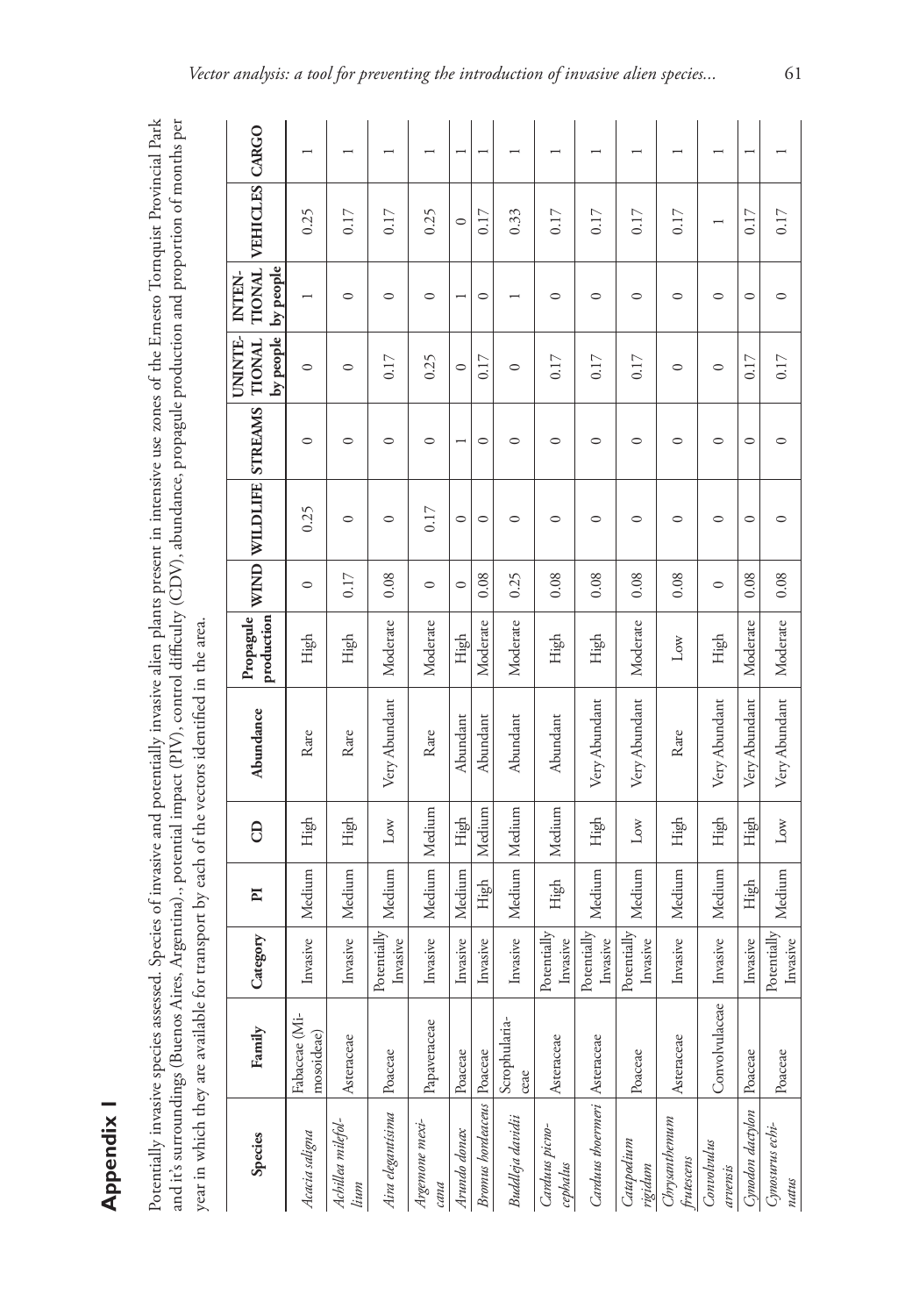# Appendix I

Potentially invasive species assessed. Species of invasive and potentially invasive alien plants present in intensive use zones of the Ernesto Tornquist Provincial Park and it's surroundings (Buenos Aires, Argentina)., potential impact (PIV), control difficulty (CDV), abundance, propagule production and proportion of months per year in which they are available for transport by each of the vectors identified in the area.

| Species | Family | Category | PI | CD | Abundance | Propagule production | WIND | WILDLIFE | STREAMS | UNINTE-TIONAL by people | INTEN-TIONAL by people | VEHICLES | CARGO |
|---|---|---|---|---|---|---|---|---|---|---|---|---|---|
| *Acacia saligna* | Fabaceae (Mimosoideae) | Invasive | Medium | High | Rare | High | 0 | 0.25 | 0 | 0 | 1 | 0.25 | 1 |
| *Achillea milefollium* | Asteraceae | Invasive | Medium | High | Rare | High | 0.17 | 0 | 0 | 0 | 0 | 0.17 | 1 |
| *Aira elegantisima* | Poaceae | Potentially Invasive | Medium | Low | Very Abundant | Moderate | 0.08 | 0 | 0 | 0.17 | 0 | 0.17 | 1 |
| *Argemone mexicana* | Papaveraceae | Invasive | Medium | Medium | Rare | Moderate | 0 | 0.17 | 0 | 0.25 | 0 | 0.25 | 1 |
| *Arundo donax* | Poaceae | Invasive | Medium | High | Abundant | High | 0 | 0 | 1 | 0 | 1 | 0 | 1 |
| *Bromus hordeaceus* | Poaceae | Invasive | High | Medium | Abundant | Moderate | 0.08 | 0 | 0 | 0.17 | 0 | 0.17 | 1 |
| *Buddleja davidii* | Scrophulariaceae | Invasive | Medium | Medium | Abundant | Moderate | 0.25 | 0 | 0 | 0 | 1 | 0.33 | 1 |
| *Carduus picnocephalus* | Asteraceae | Potentially Invasive | High | Medium | Abundant | High | 0.08 | 0 | 0 | 0.17 | 0 | 0.17 | 1 |
| *Carduus thoermeri* | Asteraceae | Potentially Invasive | Medium | High | Very Abundant | High | 0.08 | 0 | 0 | 0.17 | 0 | 0.17 | 1 |
| *Catapodium rigidum* | Poaceae | Potentially Invasive | Medium | Low | Very Abundant | Moderate | 0.08 | 0 | 0 | 0.17 | 0 | 0.17 | 1 |
| *Chrysanthemum frutescens* | Asteraceae | Invasive | Medium | High | Rare | Low | 0.08 | 0 | 0 | 0 | 0 | 0.17 | 1 |
| *Convolvulus arvensis* | Convolvulaceae | Invasive | Medium | High | Very Abundant | High | 0 | 0 | 0 | 0 | 0 | 1 | 1 |
| *Cynodon dactylon* | Poaceae | Invasive | High | High | Very Abundant | Moderate | 0.08 | 0 | 0 | 0.17 | 0 | 0.17 | 1 |
| *Cynosurus echinatus* | Poaceae | Potentially Invasive | Medium | Low | Very Abundant | Moderate | 0.08 | 0 | 0 | 0.17 | 0 | 0.17 | 1 |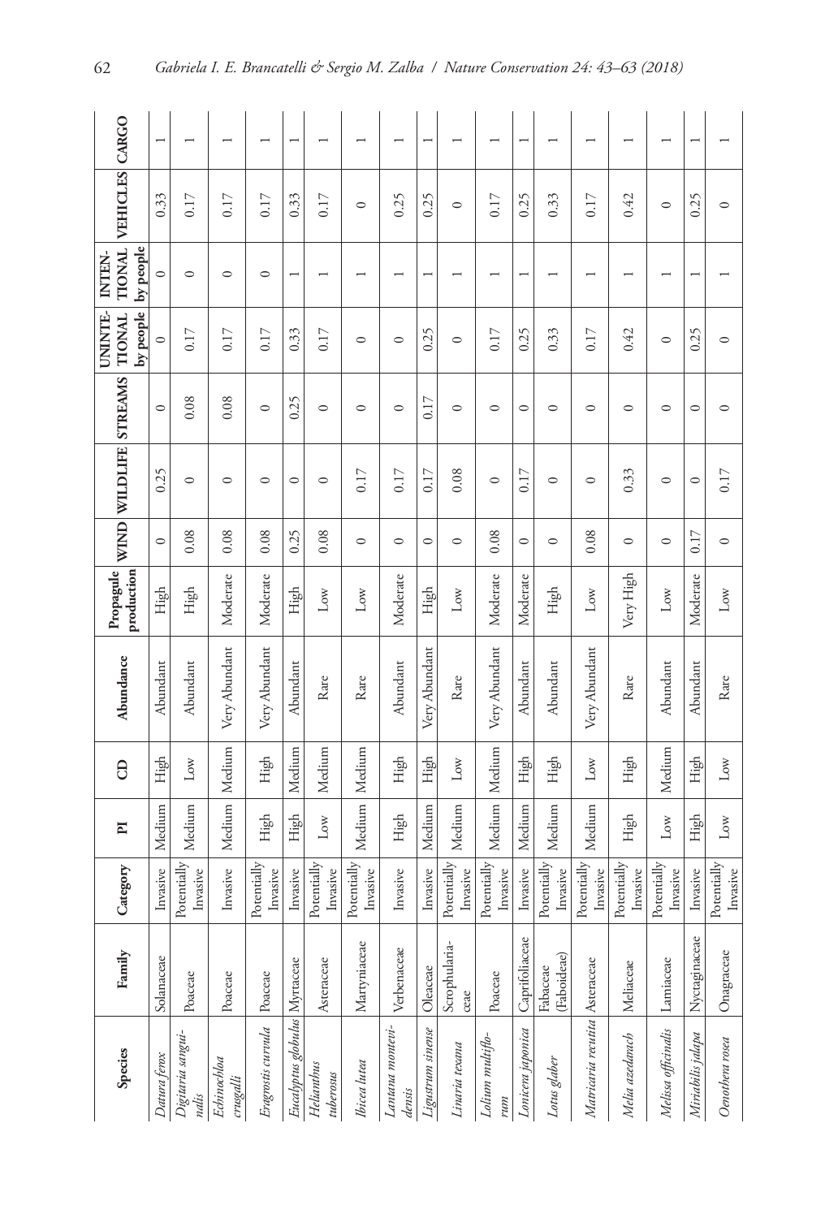| Species | Family | Category | PI | CD | Abundance | Propagule production | WIND | WILDLIFE | STREAMS | UNINTENTIONAL by people | INTENTIONAL by people | VEHICLES | CARGO |
|---|---|---|---|---|---|---|---|---|---|---|---|---|---|
| *Datura ferox* | Solanaceae | Invasive | Medium | High | Abundant | High | 0 | 0.25 | 0 | 0 | 0 | 0.33 | 1 |
| *Digitaria sanguinalis* | Poaceae | Potentially Invasive | Medium | Low | Abundant | High | 0.08 | 0 | 0.08 | 0.17 | 0 | 0.17 | 1 |
| *Echinochloa crusgalli* | Poaceae | Invasive | Medium | Medium | Very Abundant | Moderate | 0.08 | 0 | 0.08 | 0.17 | 0 | 0.17 | 1 |
| *Eragrostis curvula* | Poaceae | Potentially Invasive | High | High | Very Abundant | Moderate | 0.08 | 0 | 0 | 0.17 | 0 | 0.17 | 1 |
| *Eucalyptus globulus* | Myrtaceae | Invasive | High | Medium | Abundant | High | 0.25 | 0 | 0.25 | 0.33 | 1 | 0.33 | 1 |
| *Helianthus tuberosus* | Asteraceae | Potentially Invasive | Low | Medium | Rare | Low | 0.08 | 0 | 0 | 0.17 | 1 | 0.17 | 1 |
| *Ibicea lutea* | Martyniaceae | Potentially Invasive | Medium | Medium | Rare | Low | 0 | 0.17 | 0 | 0 | 1 | 0 | 1 |
| *Lantana montevidensis* | Verbenaceae | Invasive | High | High | Abundant | Moderate | 0 | 0.17 | 0 | 0 | 1 | 0.25 | 1 |
| *Ligustrum sinense* | Oleaceae | Invasive | Medium | High | Very Abundant | High | 0 | 0.17 | 0.17 | 0.25 | 1 | 0.25 | 1 |
| *Linaria texana* | Scrophulariaceae | Potentially Invasive | Medium | Low | Rare | Low | 0 | 0.08 | 0 | 0 | 1 | 0 | 1 |
| *Lolium multiflorum* | Poaceae | Potentially Invasive | Medium | Medium | Very Abundant | Moderate | 0.08 | 0 | 0 | 0.17 | 1 | 0.17 | 1 |
| *Lonicera japonica* | Caprifoliaceae | Invasive | Medium | High | Abundant | Moderate | 0 | 0.17 | 0 | 0.25 | 1 | 0.25 | 1 |
| *Lotus glaber* | Fabaceae (Faboideae) | Potentially Invasive | Medium | High | Abundant | High | 0 | 0 | 0 | 0.33 | 1 | 0.33 | 1 |
| *Matricaria recutita* | Asteraceae | Potentially Invasive | Medium | Low | Very Abundant | Low | 0.08 | 0 | 0 | 0.17 | 1 | 0.17 | 1 |
| *Melia azedarach* | Meliaceae | Potentially Invasive | High | High | Rare | Very High | 0 | 0.33 | 0 | 0.42 | 1 | 0.42 | 1 |
| *Melissa officinalis* | Lamiaceae | Potentially Invasive | Low | Medium | Abundant | Low | 0 | 0 | 0 | 0 | 1 | 0 | 1 |
| *Miriabilis jalapa* | Nyctaginaceae | Invasive | High | High | Abundant | Moderate | 0.17 | 0 | 0 | 0.25 | 1 | 0.25 | 1 |
| *Oenothera rosea* | Onagraceae | Potentially Invasive | Low | Low | Rare | Low | 0 | 0.17 | 0 | 0 | 1 | 0 | 1 |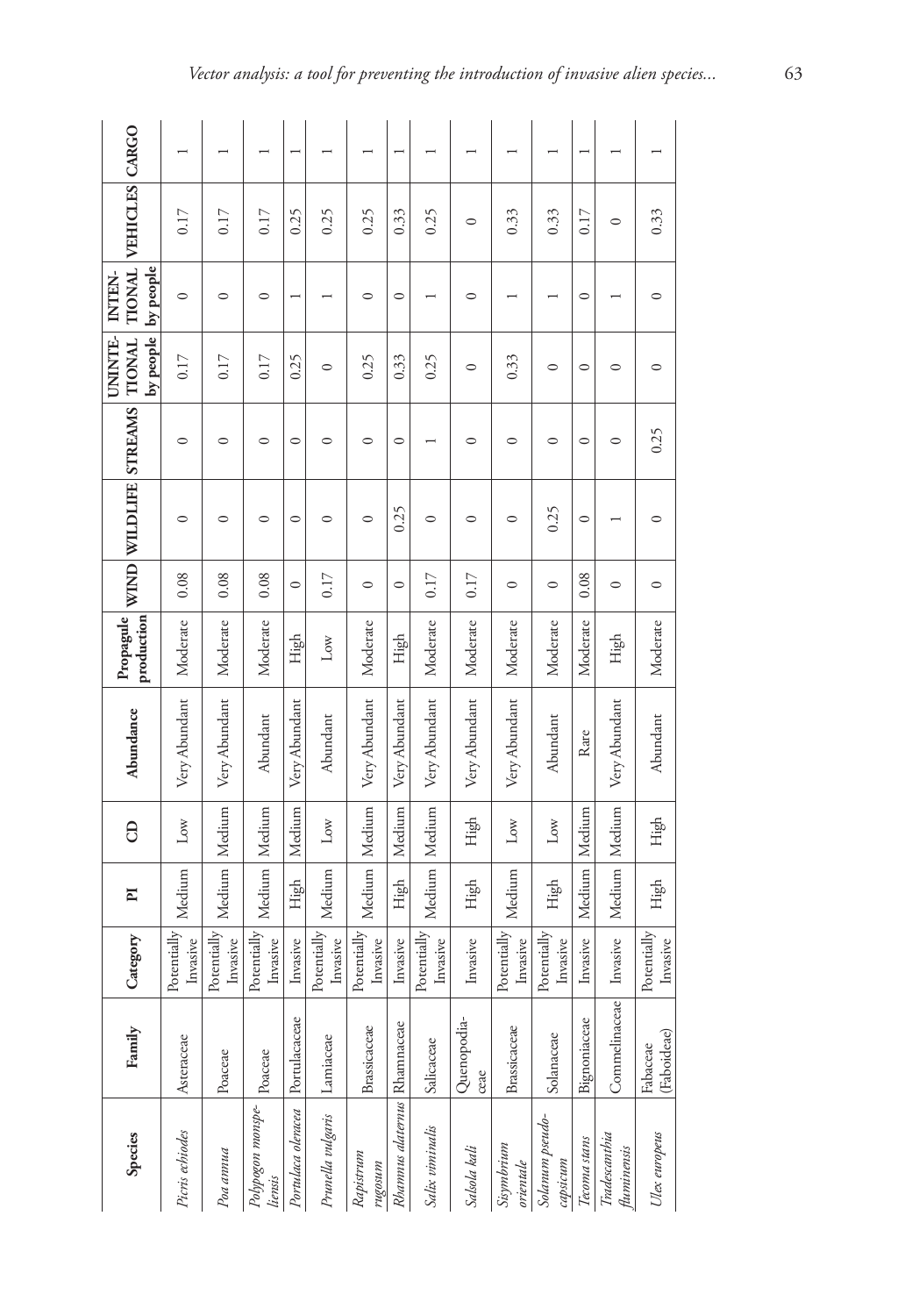| Species | Family | Category | PI | CD | Abundance | Propagule production | WIND | WILDLIFE | STREAMS | UNINTE-TIONAL by people | INTEN-TIONAL by people | VEHICLES | CARGO |
|---|---|---|---|---|---|---|---|---|---|---|---|---|---|
| *Picris echiodes* | Asteraceae | Potentially Invasive | Medium | Low | Very Abundant | Moderate | 0.08 | 0 | 0 | 0.17 | 0 | 0.17 | 1 |
| *Poa annua* | Poaceae | Potentially Invasive | Medium | Medium | Very Abundant | Moderate | 0.08 | 0 | 0 | 0.17 | 0 | 0.17 | 1 |
| *Polypogon monspeliensis* | Poaceae | Potentially Invasive | Medium | Medium | Abundant | Moderate | 0.08 | 0 | 0 | 0.17 | 0 | 0.17 | 1 |
| *Portulaca oleracea* | Portulacaceae | Invasive | High | Medium | Very Abundant | High | 0 | 0 | 0 | 0.25 | 1 | 0.25 | 1 |
| *Prunella vulgaris* | Lamiaceae | Potentially Invasive | Medium | Low | Abundant | Low | 0.17 | 0 | 0 | 0 | 1 | 0.25 | 1 |
| *Rapistrum rugosum* | Brassicaceae | Potentially Invasive | Medium | Medium | Very Abundant | Moderate | 0 | 0 | 0 | 0.25 | 0 | 0.25 | 1 |
| *Rhamnus alaternus* | Rhamnaceae | Invasive | High | Medium | Very Abundant | High | 0 | 0.25 | 0 | 0.33 | 0 | 0.33 | 1 |
| *Salix viminalis* | Salicaceae | Potentially Invasive | Medium | Medium | Very Abundant | Moderate | 0.17 | 0 | 1 | 0.25 | 1 | 0.25 | 1 |
| *Salsola kali* | Quenopodiaceae | Invasive | High | High | Very Abundant | Moderate | 0.17 | 0 | 0 | 0 | 0 | 0 | 1 |
| *Sisymbrium orientale* | Brassicaceae | Potentially Invasive | Medium | Low | Very Abundant | Moderate | 0 | 0 | 0 | 0.33 | 1 | 0.33 | 1 |
| *Solanum pseudocapsicum* | Solanaceae | Potentially Invasive | High | Low | Abundant | Moderate | 0 | 0.25 | 0 | 0 | 1 | 0.33 | 1 |
| *Tecoma stans* | Bignoniaceae | Invasive | Medium | Medium | Rare | Moderate | 0.08 | 0 | 0 | 0 | 0 | 0.17 | 1 |
| *Tradescanthia fluminensis* | Commelinaceae | Invasive | Medium | Medium | Very Abundant | High | 0 | 1 | 0 | 0 | 1 | 0 | 1 |
| *Ulex europeus* | Fabaceae (Faboideae) | Potentially Invasive | High | High | Abundant | Moderate | 0 | 0 | 0.25 | 0 | 0 | 0.33 | 1 |